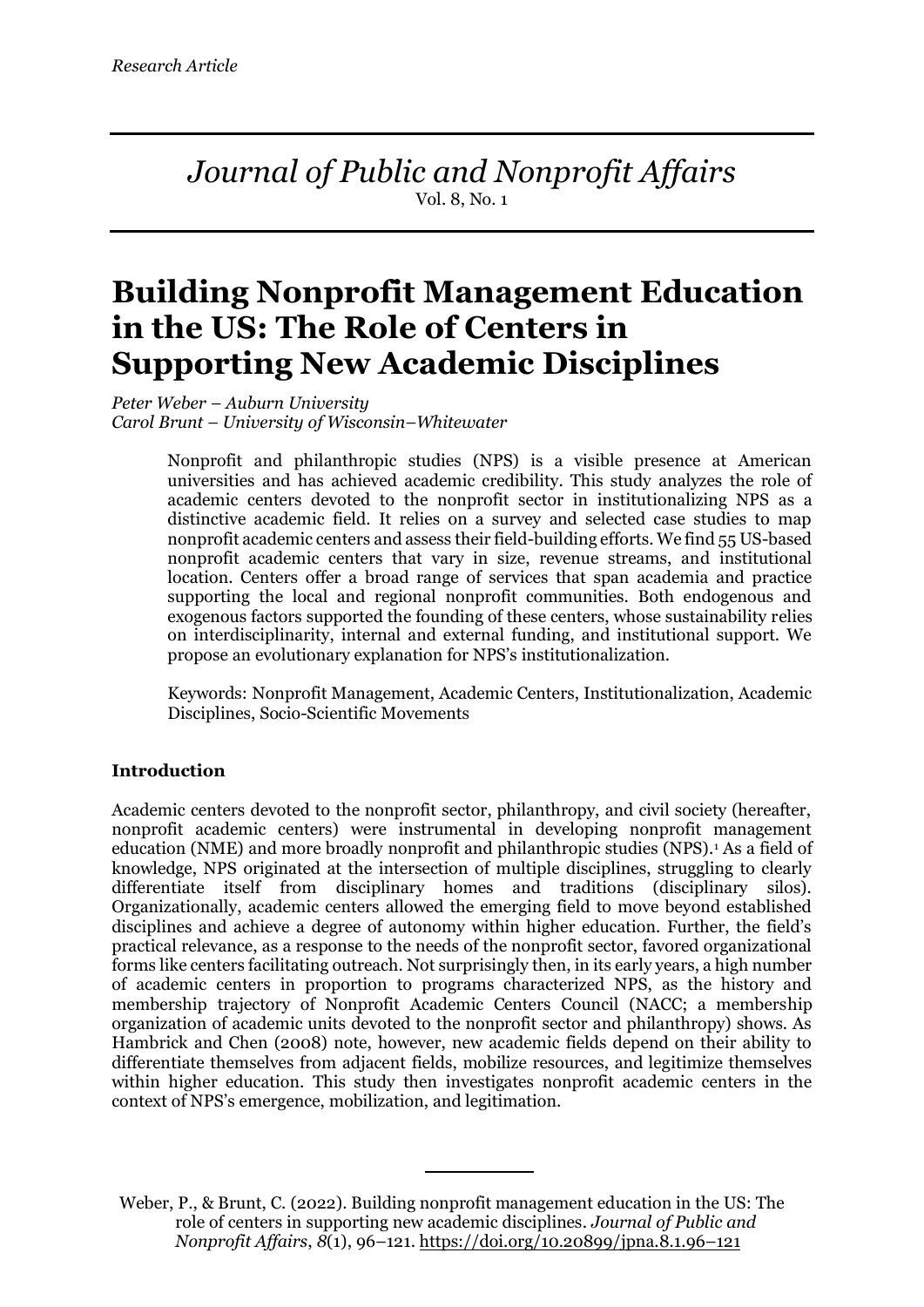*Research Article*

*Journal of Public and Nonprofit Affairs*
Vol. 8, No. 1

# Building Nonprofit Management Education in the US: The Role of Centers in Supporting New Academic Disciplines

*Peter Weber – Auburn University*
*Carol Brunt – University of Wisconsin–Whitewater*

> Nonprofit and philanthropic studies (NPS) is a visible presence at American universities and has achieved academic credibility. This study analyzes the role of academic centers devoted to the nonprofit sector in institutionalizing NPS as a distinctive academic field. It relies on a survey and selected case studies to map nonprofit academic centers and assess their field-building efforts. We find 55 US-based nonprofit academic centers that vary in size, revenue streams, and institutional location. Centers offer a broad range of services that span academia and practice supporting the local and regional nonprofit communities. Both endogenous and exogenous factors supported the founding of these centers, whose sustainability relies on interdisciplinarity, internal and external funding, and institutional support. We propose an evolutionary explanation for NPS's institutionalization.
>
> Keywords: Nonprofit Management, Academic Centers, Institutionalization, Academic Disciplines, Socio-Scientific Movements

### Introduction

Academic centers devoted to the nonprofit sector, philanthropy, and civil society (hereafter, nonprofit academic centers) were instrumental in developing nonprofit management education (NME) and more broadly nonprofit and philanthropic studies (NPS).[1] As a field of knowledge, NPS originated at the intersection of multiple disciplines, struggling to clearly differentiate itself from disciplinary homes and traditions (disciplinary silos). Organizationally, academic centers allowed the emerging field to move beyond established disciplines and achieve a degree of autonomy within higher education. Further, the field's practical relevance, as a response to the needs of the nonprofit sector, favored organizational forms like centers facilitating outreach. Not surprisingly then, in its early years, a high number of academic centers in proportion to programs characterized NPS, as the history and membership trajectory of Nonprofit Academic Centers Council (NACC; a membership organization of academic units devoted to the nonprofit sector and philanthropy) shows. As Hambrick and Chen (2008) note, however, new academic fields depend on their ability to differentiate themselves from adjacent fields, mobilize resources, and legitimize themselves within higher education. This study then investigates nonprofit academic centers in the context of NPS's emergence, mobilization, and legitimation.

---

Weber, P., & Brunt, C. (2022). Building nonprofit management education in the US: The role of centers in supporting new academic disciplines. *Journal of Public and Nonprofit Affairs*, *8*(1), 96–121. https://doi.org/10.20899/jpna.8.1.96–121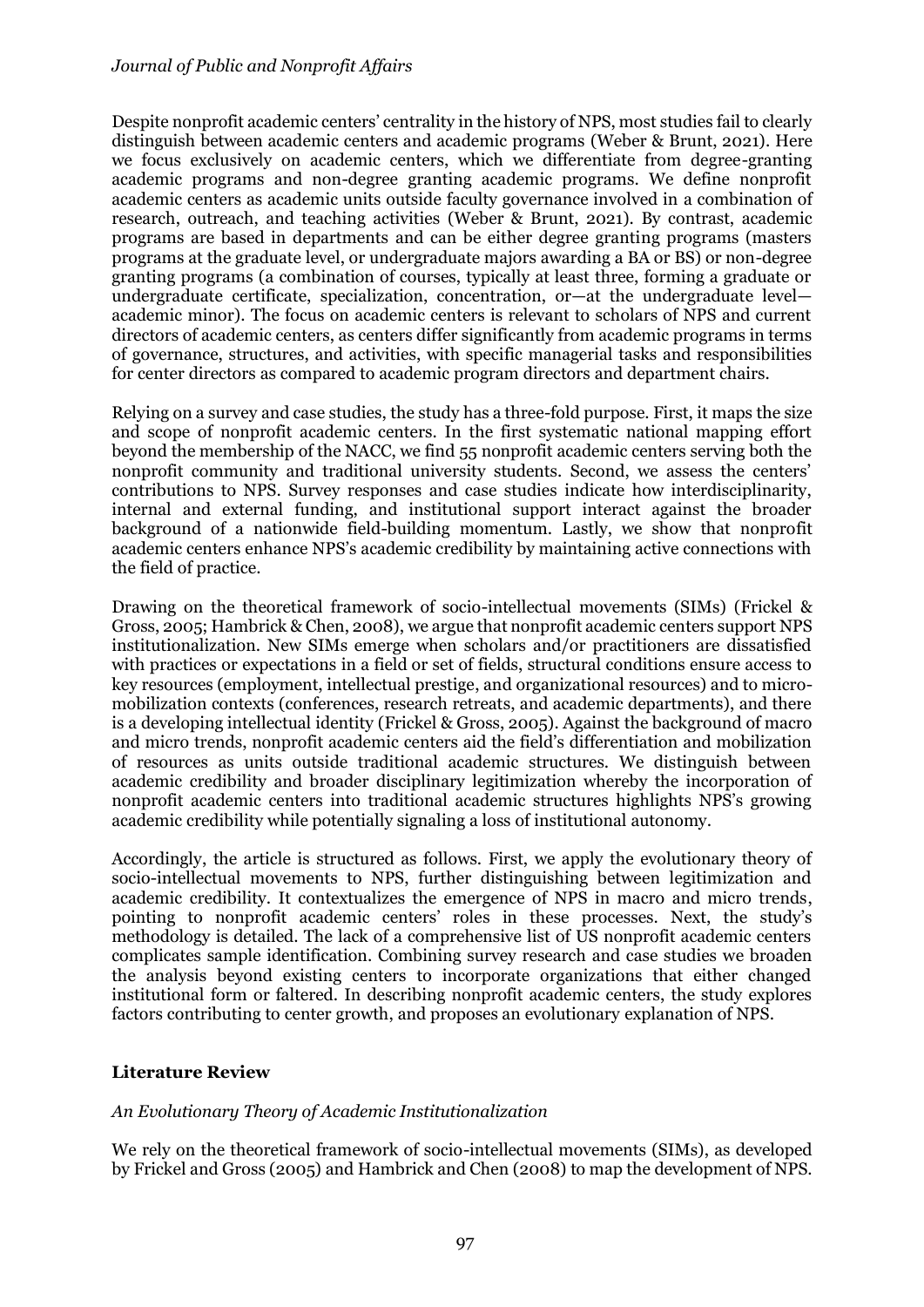Despite nonprofit academic centers' centrality in the history of NPS, most studies fail to clearly distinguish between academic centers and academic programs (Weber & Brunt, 2021). Here we focus exclusively on academic centers, which we differentiate from degree-granting academic programs and non-degree granting academic programs. We define nonprofit academic centers as academic units outside faculty governance involved in a combination of research, outreach, and teaching activities (Weber & Brunt, 2021). By contrast, academic programs are based in departments and can be either degree granting programs (masters programs at the graduate level, or undergraduate majors awarding a BA or BS) or non-degree granting programs (a combination of courses, typically at least three, forming a graduate or undergraduate certificate, specialization, concentration, or—at the undergraduate level—academic minor). The focus on academic centers is relevant to scholars of NPS and current directors of academic centers, as centers differ significantly from academic programs in terms of governance, structures, and activities, with specific managerial tasks and responsibilities for center directors as compared to academic program directors and department chairs.

Relying on a survey and case studies, the study has a three-fold purpose. First, it maps the size and scope of nonprofit academic centers. In the first systematic national mapping effort beyond the membership of the NACC, we find 55 nonprofit academic centers serving both the nonprofit community and traditional university students. Second, we assess the centers' contributions to NPS. Survey responses and case studies indicate how interdisciplinarity, internal and external funding, and institutional support interact against the broader background of a nationwide field-building momentum. Lastly, we show that nonprofit academic centers enhance NPS's academic credibility by maintaining active connections with the field of practice.

Drawing on the theoretical framework of socio-intellectual movements (SIMs) (Frickel & Gross, 2005; Hambrick & Chen, 2008), we argue that nonprofit academic centers support NPS institutionalization. New SIMs emerge when scholars and/or practitioners are dissatisfied with practices or expectations in a field or set of fields, structural conditions ensure access to key resources (employment, intellectual prestige, and organizational resources) and to micro-mobilization contexts (conferences, research retreats, and academic departments), and there is a developing intellectual identity (Frickel & Gross, 2005). Against the background of macro and micro trends, nonprofit academic centers aid the field's differentiation and mobilization of resources as units outside traditional academic structures. We distinguish between academic credibility and broader disciplinary legitimization whereby the incorporation of nonprofit academic centers into traditional academic structures highlights NPS's growing academic credibility while potentially signaling a loss of institutional autonomy.

Accordingly, the article is structured as follows. First, we apply the evolutionary theory of socio-intellectual movements to NPS, further distinguishing between legitimization and academic credibility. It contextualizes the emergence of NPS in macro and micro trends, pointing to nonprofit academic centers' roles in these processes. Next, the study's methodology is detailed. The lack of a comprehensive list of US nonprofit academic centers complicates sample identification. Combining survey research and case studies we broaden the analysis beyond existing centers to incorporate organizations that either changed institutional form or faltered. In describing nonprofit academic centers, the study explores factors contributing to center growth, and proposes an evolutionary explanation of NPS.

## Literature Review

### *An Evolutionary Theory of Academic Institutionalization*

We rely on the theoretical framework of socio-intellectual movements (SIMs), as developed by Frickel and Gross (2005) and Hambrick and Chen (2008) to map the development of NPS.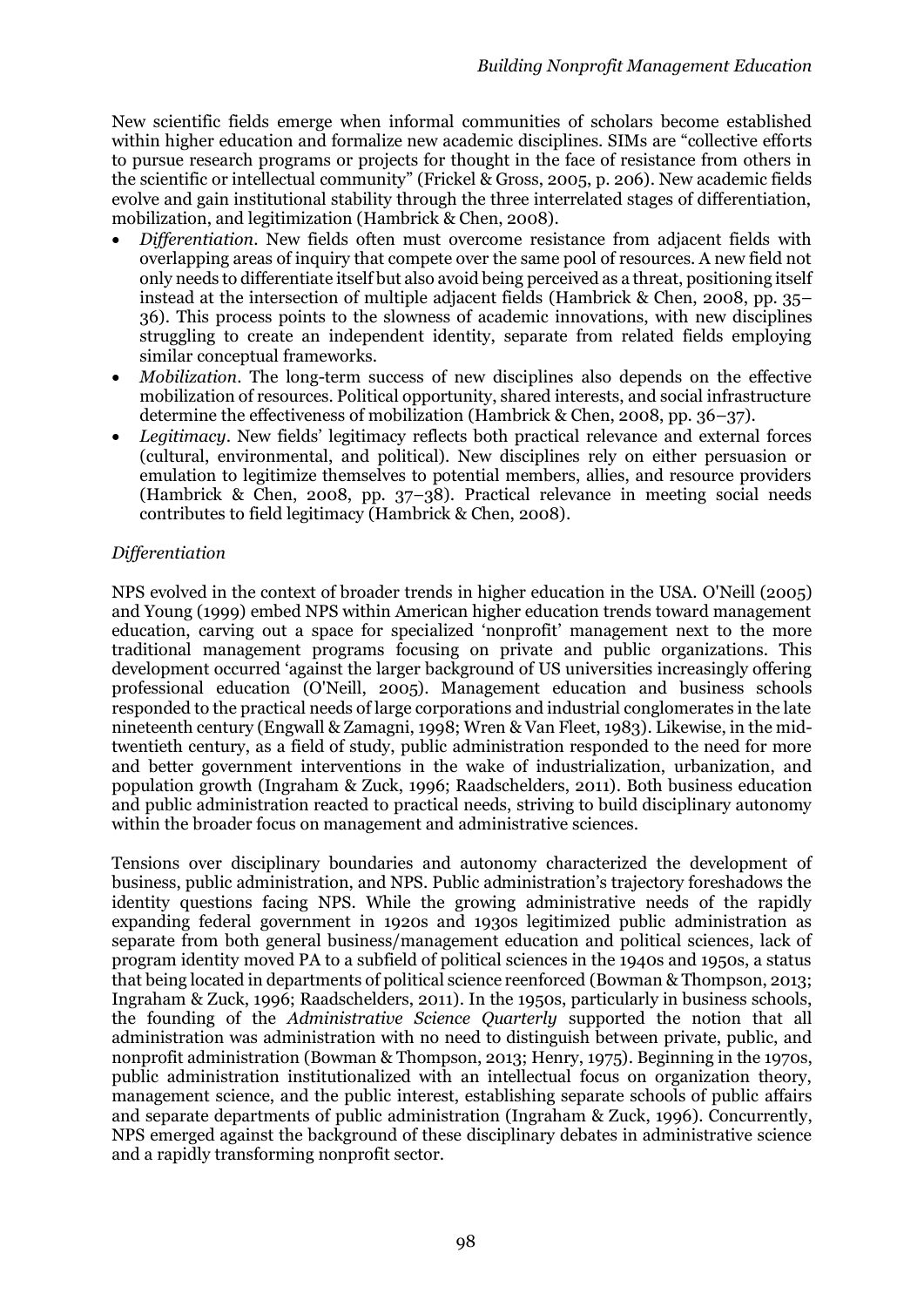New scientific fields emerge when informal communities of scholars become established within higher education and formalize new academic disciplines. SIMs are "collective efforts to pursue research programs or projects for thought in the face of resistance from others in the scientific or intellectual community" (Frickel & Gross, 2005, p. 206). New academic fields evolve and gain institutional stability through the three interrelated stages of differentiation, mobilization, and legitimization (Hambrick & Chen, 2008).

- *Differentiation*. New fields often must overcome resistance from adjacent fields with overlapping areas of inquiry that compete over the same pool of resources. A new field not only needs to differentiate itself but also avoid being perceived as a threat, positioning itself instead at the intersection of multiple adjacent fields (Hambrick & Chen, 2008, pp. 35–36). This process points to the slowness of academic innovations, with new disciplines struggling to create an independent identity, separate from related fields employing similar conceptual frameworks.
- *Mobilization*. The long-term success of new disciplines also depends on the effective mobilization of resources. Political opportunity, shared interests, and social infrastructure determine the effectiveness of mobilization (Hambrick & Chen, 2008, pp. 36–37).
- *Legitimacy*. New fields' legitimacy reflects both practical relevance and external forces (cultural, environmental, and political). New disciplines rely on either persuasion or emulation to legitimize themselves to potential members, allies, and resource providers (Hambrick & Chen, 2008, pp. 37–38). Practical relevance in meeting social needs contributes to field legitimacy (Hambrick & Chen, 2008).

### *Differentiation*

NPS evolved in the context of broader trends in higher education in the USA. O'Neill (2005) and Young (1999) embed NPS within American higher education trends toward management education, carving out a space for specialized 'nonprofit' management next to the more traditional management programs focusing on private and public organizations. This development occurred 'against the larger background of US universities increasingly offering professional education (O'Neill, 2005). Management education and business schools responded to the practical needs of large corporations and industrial conglomerates in the late nineteenth century (Engwall & Zamagni, 1998; Wren & Van Fleet, 1983). Likewise, in the mid-twentieth century, as a field of study, public administration responded to the need for more and better government interventions in the wake of industrialization, urbanization, and population growth (Ingraham & Zuck, 1996; Raadschelders, 2011). Both business education and public administration reacted to practical needs, striving to build disciplinary autonomy within the broader focus on management and administrative sciences.

Tensions over disciplinary boundaries and autonomy characterized the development of business, public administration, and NPS. Public administration's trajectory foreshadows the identity questions facing NPS. While the growing administrative needs of the rapidly expanding federal government in 1920s and 1930s legitimized public administration as separate from both general business/management education and political sciences, lack of program identity moved PA to a subfield of political sciences in the 1940s and 1950s, a status that being located in departments of political science reenforced (Bowman & Thompson, 2013; Ingraham & Zuck, 1996; Raadschelders, 2011). In the 1950s, particularly in business schools, the founding of the *Administrative Science Quarterly* supported the notion that all administration was administration with no need to distinguish between private, public, and nonprofit administration (Bowman & Thompson, 2013; Henry, 1975). Beginning in the 1970s, public administration institutionalized with an intellectual focus on organization theory, management science, and the public interest, establishing separate schools of public affairs and separate departments of public administration (Ingraham & Zuck, 1996). Concurrently, NPS emerged against the background of these disciplinary debates in administrative science and a rapidly transforming nonprofit sector.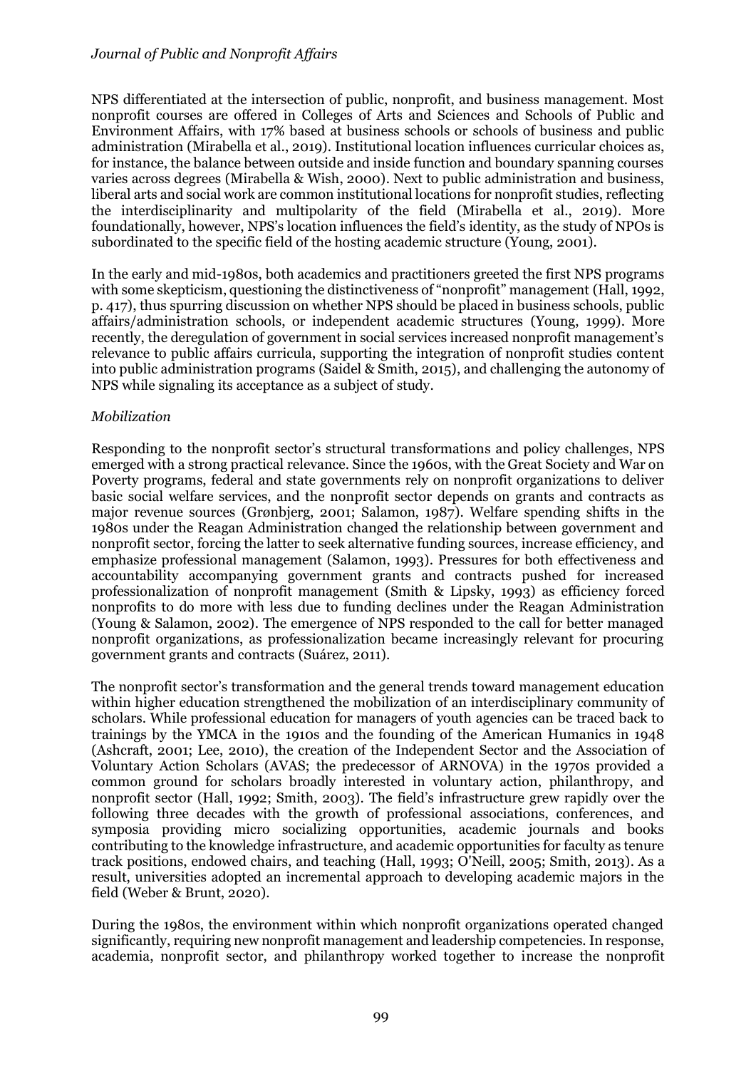NPS differentiated at the intersection of public, nonprofit, and business management. Most nonprofit courses are offered in Colleges of Arts and Sciences and Schools of Public and Environment Affairs, with 17% based at business schools or schools of business and public administration (Mirabella et al., 2019). Institutional location influences curricular choices as, for instance, the balance between outside and inside function and boundary spanning courses varies across degrees (Mirabella & Wish, 2000). Next to public administration and business, liberal arts and social work are common institutional locations for nonprofit studies, reflecting the interdisciplinarity and multipolarity of the field (Mirabella et al., 2019). More foundationally, however, NPS's location influences the field's identity, as the study of NPOs is subordinated to the specific field of the hosting academic structure (Young, 2001).

In the early and mid-1980s, both academics and practitioners greeted the first NPS programs with some skepticism, questioning the distinctiveness of "nonprofit" management (Hall, 1992, p. 417), thus spurring discussion on whether NPS should be placed in business schools, public affairs/administration schools, or independent academic structures (Young, 1999). More recently, the deregulation of government in social services increased nonprofit management's relevance to public affairs curricula, supporting the integration of nonprofit studies content into public administration programs (Saidel & Smith, 2015), and challenging the autonomy of NPS while signaling its acceptance as a subject of study.

*Mobilization*

Responding to the nonprofit sector's structural transformations and policy challenges, NPS emerged with a strong practical relevance. Since the 1960s, with the Great Society and War on Poverty programs, federal and state governments rely on nonprofit organizations to deliver basic social welfare services, and the nonprofit sector depends on grants and contracts as major revenue sources (Grønbjerg, 2001; Salamon, 1987). Welfare spending shifts in the 1980s under the Reagan Administration changed the relationship between government and nonprofit sector, forcing the latter to seek alternative funding sources, increase efficiency, and emphasize professional management (Salamon, 1993). Pressures for both effectiveness and accountability accompanying government grants and contracts pushed for increased professionalization of nonprofit management (Smith & Lipsky, 1993) as efficiency forced nonprofits to do more with less due to funding declines under the Reagan Administration (Young & Salamon, 2002). The emergence of NPS responded to the call for better managed nonprofit organizations, as professionalization became increasingly relevant for procuring government grants and contracts (Suárez, 2011).

The nonprofit sector's transformation and the general trends toward management education within higher education strengthened the mobilization of an interdisciplinary community of scholars. While professional education for managers of youth agencies can be traced back to trainings by the YMCA in the 1910s and the founding of the American Humanics in 1948 (Ashcraft, 2001; Lee, 2010), the creation of the Independent Sector and the Association of Voluntary Action Scholars (AVAS; the predecessor of ARNOVA) in the 1970s provided a common ground for scholars broadly interested in voluntary action, philanthropy, and nonprofit sector (Hall, 1992; Smith, 2003). The field's infrastructure grew rapidly over the following three decades with the growth of professional associations, conferences, and symposia providing micro socializing opportunities, academic journals and books contributing to the knowledge infrastructure, and academic opportunities for faculty as tenure track positions, endowed chairs, and teaching (Hall, 1993; O'Neill, 2005; Smith, 2013). As a result, universities adopted an incremental approach to developing academic majors in the field (Weber & Brunt, 2020).

During the 1980s, the environment within which nonprofit organizations operated changed significantly, requiring new nonprofit management and leadership competencies. In response, academia, nonprofit sector, and philanthropy worked together to increase the nonprofit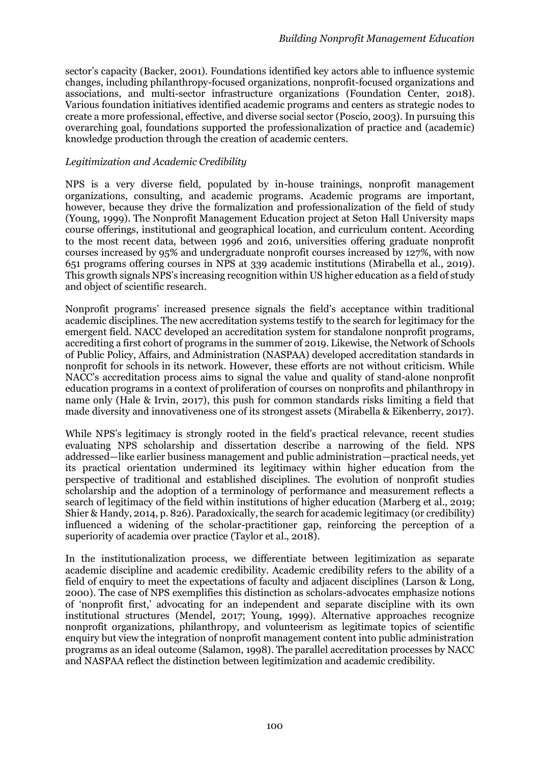sector's capacity (Backer, 2001). Foundations identified key actors able to influence systemic changes, including philanthropy-focused organizations, nonprofit-focused organizations and associations, and multi-sector infrastructure organizations (Foundation Center, 2018). Various foundation initiatives identified academic programs and centers as strategic nodes to create a more professional, effective, and diverse social sector (Poscio, 2003). In pursuing this overarching goal, foundations supported the professionalization of practice and (academic) knowledge production through the creation of academic centers.

### *Legitimization and Academic Credibility*

NPS is a very diverse field, populated by in-house trainings, nonprofit management organizations, consulting, and academic programs. Academic programs are important, however, because they drive the formalization and professionalization of the field of study (Young, 1999). The Nonprofit Management Education project at Seton Hall University maps course offerings, institutional and geographical location, and curriculum content. According to the most recent data, between 1996 and 2016, universities offering graduate nonprofit courses increased by 95% and undergraduate nonprofit courses increased by 127%, with now 651 programs offering courses in NPS at 339 academic institutions (Mirabella et al., 2019). This growth signals NPS's increasing recognition within US higher education as a field of study and object of scientific research.

Nonprofit programs' increased presence signals the field's acceptance within traditional academic disciplines. The new accreditation systems testify to the search for legitimacy for the emergent field. NACC developed an accreditation system for standalone nonprofit programs, accrediting a first cohort of programs in the summer of 2019. Likewise, the Network of Schools of Public Policy, Affairs, and Administration (NASPAA) developed accreditation standards in nonprofit for schools in its network. However, these efforts are not without criticism. While NACC's accreditation process aims to signal the value and quality of stand-alone nonprofit education programs in a context of proliferation of courses on nonprofits and philanthropy in name only (Hale & Irvin, 2017), this push for common standards risks limiting a field that made diversity and innovativeness one of its strongest assets (Mirabella & Eikenberry, 2017).

While NPS's legitimacy is strongly rooted in the field's practical relevance, recent studies evaluating NPS scholarship and dissertation describe a narrowing of the field. NPS addressed—like earlier business management and public administration—practical needs, yet its practical orientation undermined its legitimacy within higher education from the perspective of traditional and established disciplines. The evolution of nonprofit studies scholarship and the adoption of a terminology of performance and measurement reflects a search of legitimacy of the field within institutions of higher education (Marberg et al., 2019; Shier & Handy, 2014, p. 826). Paradoxically, the search for academic legitimacy (or credibility) influenced a widening of the scholar-practitioner gap, reinforcing the perception of a superiority of academia over practice (Taylor et al., 2018).

In the institutionalization process, we differentiate between legitimization as separate academic discipline and academic credibility. Academic credibility refers to the ability of a field of enquiry to meet the expectations of faculty and adjacent disciplines (Larson & Long, 2000). The case of NPS exemplifies this distinction as scholars-advocates emphasize notions of 'nonprofit first,' advocating for an independent and separate discipline with its own institutional structures (Mendel, 2017; Young, 1999). Alternative approaches recognize nonprofit organizations, philanthropy, and volunteerism as legitimate topics of scientific enquiry but view the integration of nonprofit management content into public administration programs as an ideal outcome (Salamon, 1998). The parallel accreditation processes by NACC and NASPAA reflect the distinction between legitimization and academic credibility.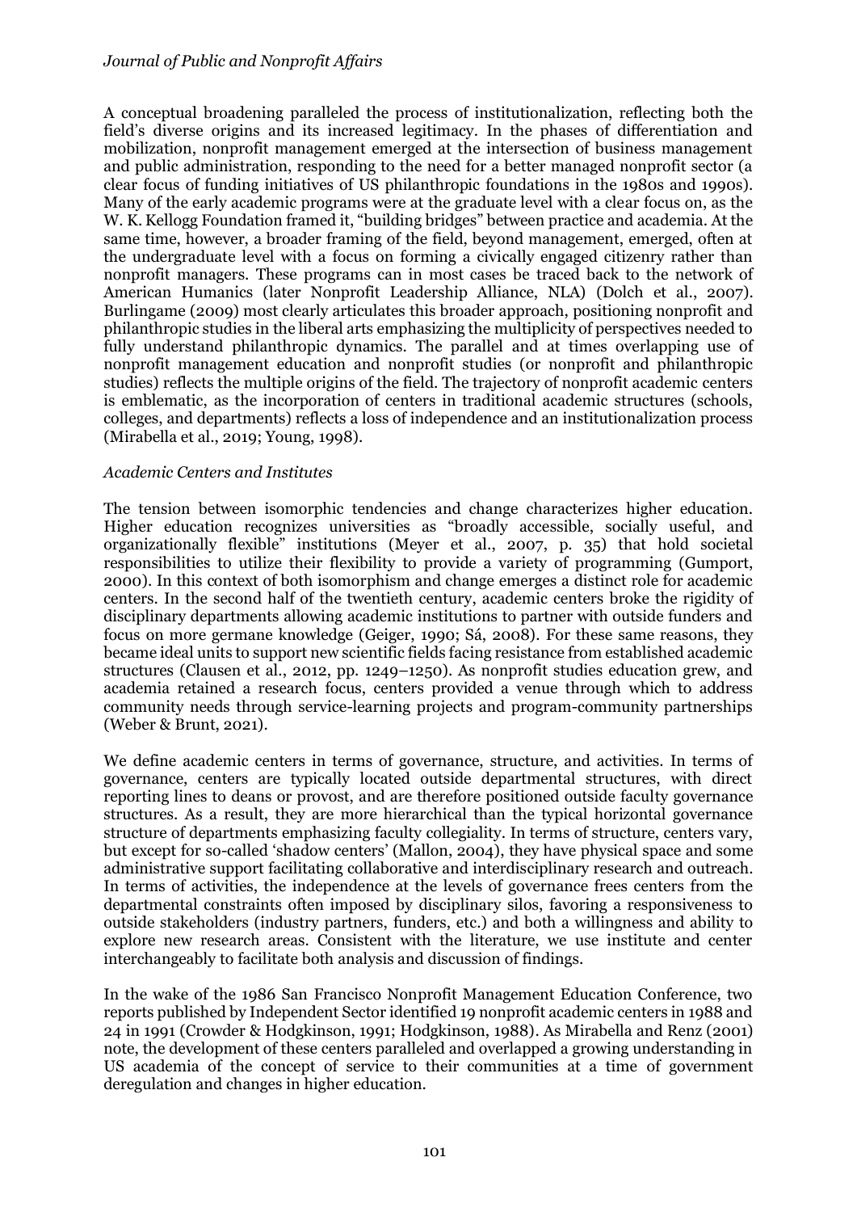A conceptual broadening paralleled the process of institutionalization, reflecting both the field's diverse origins and its increased legitimacy. In the phases of differentiation and mobilization, nonprofit management emerged at the intersection of business management and public administration, responding to the need for a better managed nonprofit sector (a clear focus of funding initiatives of US philanthropic foundations in the 1980s and 1990s). Many of the early academic programs were at the graduate level with a clear focus on, as the W. K. Kellogg Foundation framed it, "building bridges" between practice and academia. At the same time, however, a broader framing of the field, beyond management, emerged, often at the undergraduate level with a focus on forming a civically engaged citizenry rather than nonprofit managers. These programs can in most cases be traced back to the network of American Humanics (later Nonprofit Leadership Alliance, NLA) (Dolch et al., 2007). Burlingame (2009) most clearly articulates this broader approach, positioning nonprofit and philanthropic studies in the liberal arts emphasizing the multiplicity of perspectives needed to fully understand philanthropic dynamics. The parallel and at times overlapping use of nonprofit management education and nonprofit studies (or nonprofit and philanthropic studies) reflects the multiple origins of the field. The trajectory of nonprofit academic centers is emblematic, as the incorporation of centers in traditional academic structures (schools, colleges, and departments) reflects a loss of independence and an institutionalization process (Mirabella et al., 2019; Young, 1998).

### *Academic Centers and Institutes*

The tension between isomorphic tendencies and change characterizes higher education. Higher education recognizes universities as "broadly accessible, socially useful, and organizationally flexible" institutions (Meyer et al., 2007, p. 35) that hold societal responsibilities to utilize their flexibility to provide a variety of programming (Gumport, 2000). In this context of both isomorphism and change emerges a distinct role for academic centers. In the second half of the twentieth century, academic centers broke the rigidity of disciplinary departments allowing academic institutions to partner with outside funders and focus on more germane knowledge (Geiger, 1990; Sá, 2008). For these same reasons, they became ideal units to support new scientific fields facing resistance from established academic structures (Clausen et al., 2012, pp. 1249–1250). As nonprofit studies education grew, and academia retained a research focus, centers provided a venue through which to address community needs through service-learning projects and program-community partnerships (Weber & Brunt, 2021).

We define academic centers in terms of governance, structure, and activities. In terms of governance, centers are typically located outside departmental structures, with direct reporting lines to deans or provost, and are therefore positioned outside faculty governance structures. As a result, they are more hierarchical than the typical horizontal governance structure of departments emphasizing faculty collegiality. In terms of structure, centers vary, but except for so-called 'shadow centers' (Mallon, 2004), they have physical space and some administrative support facilitating collaborative and interdisciplinary research and outreach. In terms of activities, the independence at the levels of governance frees centers from the departmental constraints often imposed by disciplinary silos, favoring a responsiveness to outside stakeholders (industry partners, funders, etc.) and both a willingness and ability to explore new research areas. Consistent with the literature, we use institute and center interchangeably to facilitate both analysis and discussion of findings.

In the wake of the 1986 San Francisco Nonprofit Management Education Conference, two reports published by Independent Sector identified 19 nonprofit academic centers in 1988 and 24 in 1991 (Crowder & Hodgkinson, 1991; Hodgkinson, 1988). As Mirabella and Renz (2001) note, the development of these centers paralleled and overlapped a growing understanding in US academia of the concept of service to their communities at a time of government deregulation and changes in higher education.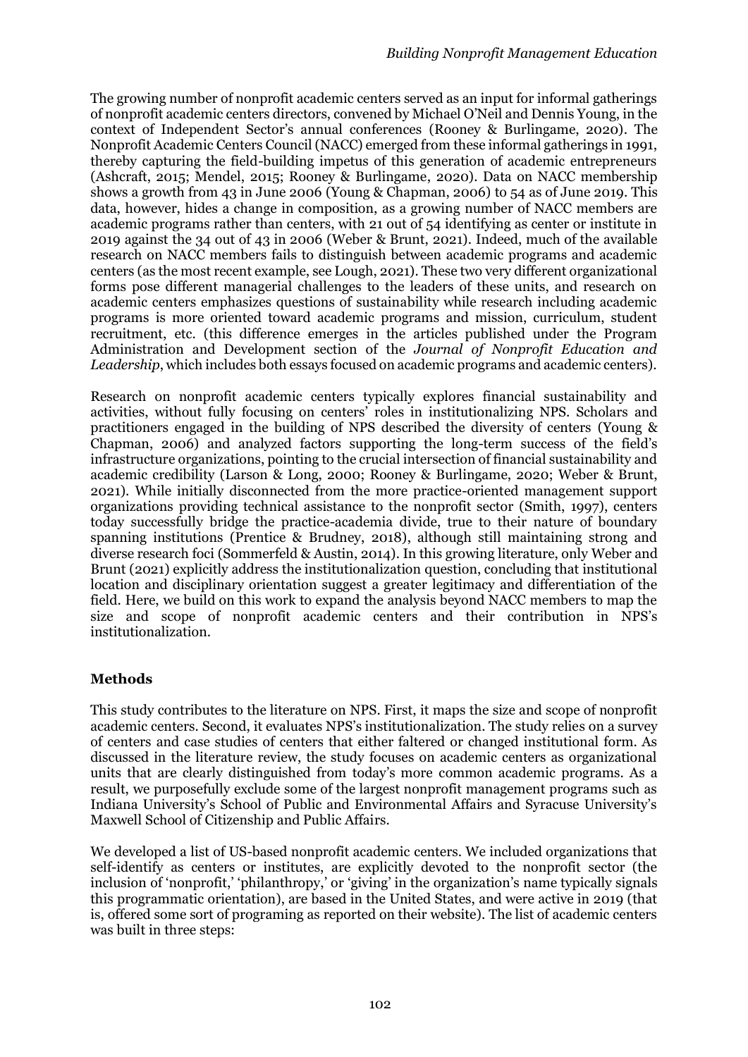The growing number of nonprofit academic centers served as an input for informal gatherings of nonprofit academic centers directors, convened by Michael O'Neil and Dennis Young, in the context of Independent Sector's annual conferences (Rooney & Burlingame, 2020). The Nonprofit Academic Centers Council (NACC) emerged from these informal gatherings in 1991, thereby capturing the field-building impetus of this generation of academic entrepreneurs (Ashcraft, 2015; Mendel, 2015; Rooney & Burlingame, 2020). Data on NACC membership shows a growth from 43 in June 2006 (Young & Chapman, 2006) to 54 as of June 2019. This data, however, hides a change in composition, as a growing number of NACC members are academic programs rather than centers, with 21 out of 54 identifying as center or institute in 2019 against the 34 out of 43 in 2006 (Weber & Brunt, 2021). Indeed, much of the available research on NACC members fails to distinguish between academic programs and academic centers (as the most recent example, see Lough, 2021). These two very different organizational forms pose different managerial challenges to the leaders of these units, and research on academic centers emphasizes questions of sustainability while research including academic programs is more oriented toward academic programs and mission, curriculum, student recruitment, etc. (this difference emerges in the articles published under the Program Administration and Development section of the *Journal of Nonprofit Education and Leadership*, which includes both essays focused on academic programs and academic centers).

Research on nonprofit academic centers typically explores financial sustainability and activities, without fully focusing on centers' roles in institutionalizing NPS. Scholars and practitioners engaged in the building of NPS described the diversity of centers (Young & Chapman, 2006) and analyzed factors supporting the long-term success of the field's infrastructure organizations, pointing to the crucial intersection of financial sustainability and academic credibility (Larson & Long, 2000; Rooney & Burlingame, 2020; Weber & Brunt, 2021). While initially disconnected from the more practice-oriented management support organizations providing technical assistance to the nonprofit sector (Smith, 1997), centers today successfully bridge the practice-academia divide, true to their nature of boundary spanning institutions (Prentice & Brudney, 2018), although still maintaining strong and diverse research foci (Sommerfeld & Austin, 2014). In this growing literature, only Weber and Brunt (2021) explicitly address the institutionalization question, concluding that institutional location and disciplinary orientation suggest a greater legitimacy and differentiation of the field. Here, we build on this work to expand the analysis beyond NACC members to map the size and scope of nonprofit academic centers and their contribution in NPS's institutionalization.

## Methods

This study contributes to the literature on NPS. First, it maps the size and scope of nonprofit academic centers. Second, it evaluates NPS's institutionalization. The study relies on a survey of centers and case studies of centers that either faltered or changed institutional form. As discussed in the literature review, the study focuses on academic centers as organizational units that are clearly distinguished from today's more common academic programs. As a result, we purposefully exclude some of the largest nonprofit management programs such as Indiana University's School of Public and Environmental Affairs and Syracuse University's Maxwell School of Citizenship and Public Affairs.

We developed a list of US-based nonprofit academic centers. We included organizations that self-identify as centers or institutes, are explicitly devoted to the nonprofit sector (the inclusion of 'nonprofit,' 'philanthropy,' or 'giving' in the organization's name typically signals this programmatic orientation), are based in the United States, and were active in 2019 (that is, offered some sort of programing as reported on their website). The list of academic centers was built in three steps: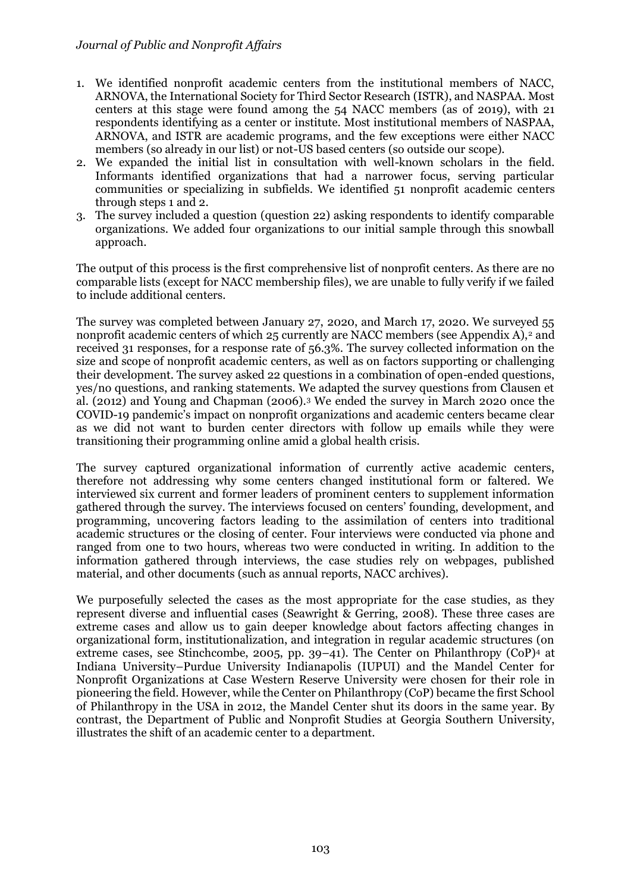1. We identified nonprofit academic centers from the institutional members of NACC, ARNOVA, the International Society for Third Sector Research (ISTR), and NASPAA. Most centers at this stage were found among the 54 NACC members (as of 2019), with 21 respondents identifying as a center or institute. Most institutional members of NASPAA, ARNOVA, and ISTR are academic programs, and the few exceptions were either NACC members (so already in our list) or not-US based centers (so outside our scope).
2. We expanded the initial list in consultation with well-known scholars in the field. Informants identified organizations that had a narrower focus, serving particular communities or specializing in subfields. We identified 51 nonprofit academic centers through steps 1 and 2.
3. The survey included a question (question 22) asking respondents to identify comparable organizations. We added four organizations to our initial sample through this snowball approach.

The output of this process is the first comprehensive list of nonprofit centers. As there are no comparable lists (except for NACC membership files), we are unable to fully verify if we failed to include additional centers.

The survey was completed between January 27, 2020, and March 17, 2020. We surveyed 55 nonprofit academic centers of which 25 currently are NACC members (see Appendix A),[2] and received 31 responses, for a response rate of 56.3%. The survey collected information on the size and scope of nonprofit academic centers, as well as on factors supporting or challenging their development. The survey asked 22 questions in a combination of open-ended questions, yes/no questions, and ranking statements. We adapted the survey questions from Clausen et al. (2012) and Young and Chapman (2006).[3] We ended the survey in March 2020 once the COVID-19 pandemic's impact on nonprofit organizations and academic centers became clear as we did not want to burden center directors with follow up emails while they were transitioning their programming online amid a global health crisis.

The survey captured organizational information of currently active academic centers, therefore not addressing why some centers changed institutional form or faltered. We interviewed six current and former leaders of prominent centers to supplement information gathered through the survey. The interviews focused on centers' founding, development, and programming, uncovering factors leading to the assimilation of centers into traditional academic structures or the closing of center. Four interviews were conducted via phone and ranged from one to two hours, whereas two were conducted in writing. In addition to the information gathered through interviews, the case studies rely on webpages, published material, and other documents (such as annual reports, NACC archives).

We purposefully selected the cases as the most appropriate for the case studies, as they represent diverse and influential cases (Seawright & Gerring, 2008). These three cases are extreme cases and allow us to gain deeper knowledge about factors affecting changes in organizational form, institutionalization, and integration in regular academic structures (on extreme cases, see Stinchcombe, 2005, pp. 39–41). The Center on Philanthropy (CoP)[4] at Indiana University–Purdue University Indianapolis (IUPUI) and the Mandel Center for Nonprofit Organizations at Case Western Reserve University were chosen for their role in pioneering the field. However, while the Center on Philanthropy (CoP) became the first School of Philanthropy in the USA in 2012, the Mandel Center shut its doors in the same year. By contrast, the Department of Public and Nonprofit Studies at Georgia Southern University, illustrates the shift of an academic center to a department.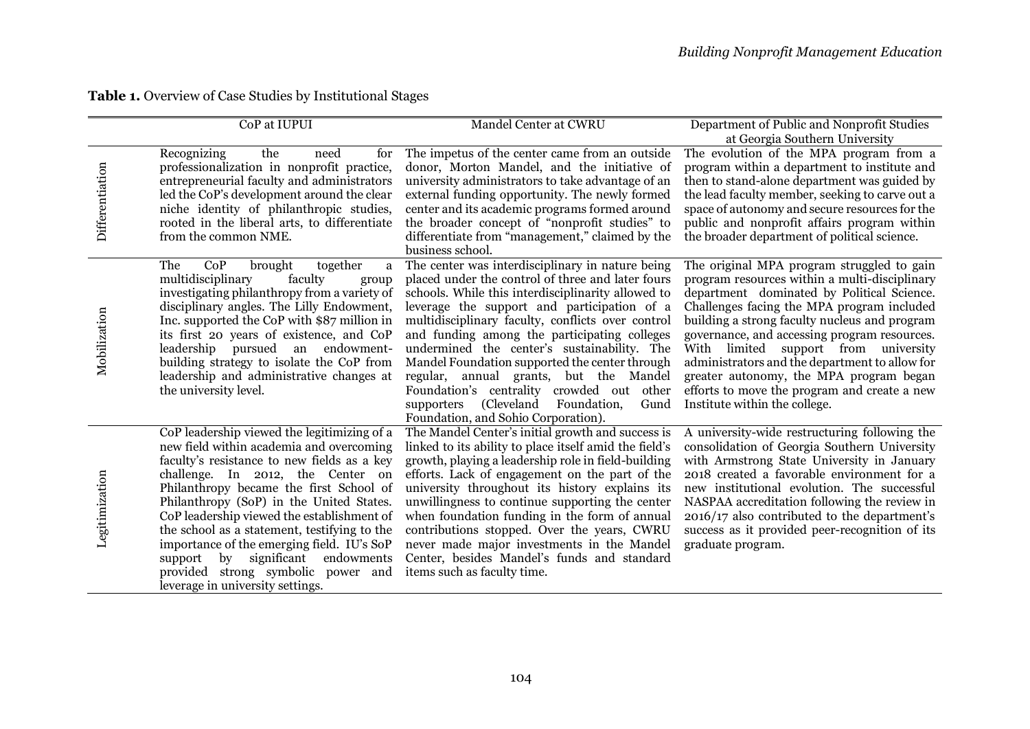**Table 1.** Overview of Case Studies by Institutional Stages

| | CoP at IUPUI | Mandel Center at CWRU | Department of Public and Nonprofit Studies at Georgia Southern University |
|---|---|---|---|
| Differentiation | Recognizing the need for professionalization in nonprofit practice, entrepreneurial faculty and administrators led the CoP's development around the clear niche identity of philanthropic studies, rooted in the liberal arts, to differentiate from the common NME. | The impetus of the center came from an outside donor, Morton Mandel, and the initiative of university administrators to take advantage of an external funding opportunity. The newly formed center and its academic programs formed around the broader concept of "nonprofit studies" to differentiate from "management," claimed by the business school. | The evolution of the MPA program from a program within a department to institute and then to stand-alone department was guided by the lead faculty member, seeking to carve out a space of autonomy and secure resources for the public and nonprofit affairs program within the broader department of political science. |
| Mobilization | The CoP brought together a multidisciplinary faculty group investigating philanthropy from a variety of disciplinary angles. The Lilly Endowment, Inc. supported the CoP with $87 million in its first 20 years of existence, and CoP leadership pursued an endowment-building strategy to isolate the CoP from leadership and administrative changes at the university level. | The center was interdisciplinary in nature being placed under the control of three and later fours schools. While this interdisciplinarity allowed to leverage the support and participation of a multidisciplinary faculty, conflicts over control and funding among the participating colleges undermined the center's sustainability. The Mandel Foundation supported the center through regular, annual grants, but the Mandel Foundation's centrality crowded out other supporters (Cleveland Foundation, Gund Foundation, and Sohio Corporation). | The original MPA program struggled to gain program resources within a multi-disciplinary department dominated by Political Science. Challenges facing the MPA program included building a strong faculty nucleus and program governance, and accessing program resources. With limited support from university administrators and the department to allow for greater autonomy, the MPA program began efforts to move the program and create a new Institute within the college. |
| Legitimization | CoP leadership viewed the legitimizing of a new field within academia and overcoming faculty's resistance to new fields as a key challenge. In 2012, the Center on Philanthropy became the first School of Philanthropy (SoP) in the United States. CoP leadership viewed the establishment of the school as a statement, testifying to the importance of the emerging field. IU's SoP support by significant endowments provided strong symbolic power and leverage in university settings. | The Mandel Center's initial growth and success is linked to its ability to place itself amid the field's growth, playing a leadership role in field-building efforts. Lack of engagement on the part of the university throughout its history explains its unwillingness to continue supporting the center when foundation funding in the form of annual contributions stopped. Over the years, CWRU never made major investments in the Mandel Center, besides Mandel's funds and standard items such as faculty time. | A university-wide restructuring following the consolidation of Georgia Southern University with Armstrong State University in January 2018 created a favorable environment for a new institutional evolution. The successful NASPAA accreditation following the review in 2016/17 also contributed to the department's success as it provided peer-recognition of its graduate program. |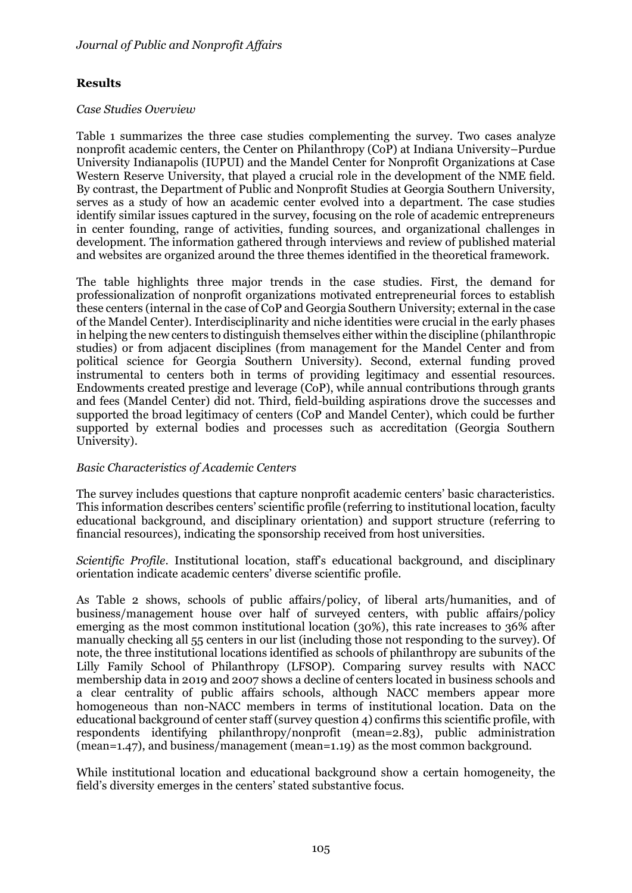## Results

*Case Studies Overview*

Table 1 summarizes the three case studies complementing the survey. Two cases analyze nonprofit academic centers, the Center on Philanthropy (CoP) at Indiana University–Purdue University Indianapolis (IUPUI) and the Mandel Center for Nonprofit Organizations at Case Western Reserve University, that played a crucial role in the development of the NME field. By contrast, the Department of Public and Nonprofit Studies at Georgia Southern University, serves as a study of how an academic center evolved into a department. The case studies identify similar issues captured in the survey, focusing on the role of academic entrepreneurs in center founding, range of activities, funding sources, and organizational challenges in development. The information gathered through interviews and review of published material and websites are organized around the three themes identified in the theoretical framework.

The table highlights three major trends in the case studies. First, the demand for professionalization of nonprofit organizations motivated entrepreneurial forces to establish these centers (internal in the case of CoP and Georgia Southern University; external in the case of the Mandel Center). Interdisciplinarity and niche identities were crucial in the early phases in helping the new centers to distinguish themselves either within the discipline (philanthropic studies) or from adjacent disciplines (from management for the Mandel Center and from political science for Georgia Southern University). Second, external funding proved instrumental to centers both in terms of providing legitimacy and essential resources. Endowments created prestige and leverage (CoP), while annual contributions through grants and fees (Mandel Center) did not. Third, field-building aspirations drove the successes and supported the broad legitimacy of centers (CoP and Mandel Center), which could be further supported by external bodies and processes such as accreditation (Georgia Southern University).

*Basic Characteristics of Academic Centers*

The survey includes questions that capture nonprofit academic centers' basic characteristics. This information describes centers' scientific profile (referring to institutional location, faculty educational background, and disciplinary orientation) and support structure (referring to financial resources), indicating the sponsorship received from host universities.

*Scientific Profile*. Institutional location, staff's educational background, and disciplinary orientation indicate academic centers' diverse scientific profile.

As Table 2 shows, schools of public affairs/policy, of liberal arts/humanities, and of business/management house over half of surveyed centers, with public affairs/policy emerging as the most common institutional location (30%), this rate increases to 36% after manually checking all 55 centers in our list (including those not responding to the survey). Of note, the three institutional locations identified as schools of philanthropy are subunits of the Lilly Family School of Philanthropy (LFSOP). Comparing survey results with NACC membership data in 2019 and 2007 shows a decline of centers located in business schools and a clear centrality of public affairs schools, although NACC members appear more homogeneous than non-NACC members in terms of institutional location. Data on the educational background of center staff (survey question 4) confirms this scientific profile, with respondents identifying philanthropy/nonprofit (mean=2.83), public administration (mean=1.47), and business/management (mean=1.19) as the most common background.

While institutional location and educational background show a certain homogeneity, the field's diversity emerges in the centers' stated substantive focus.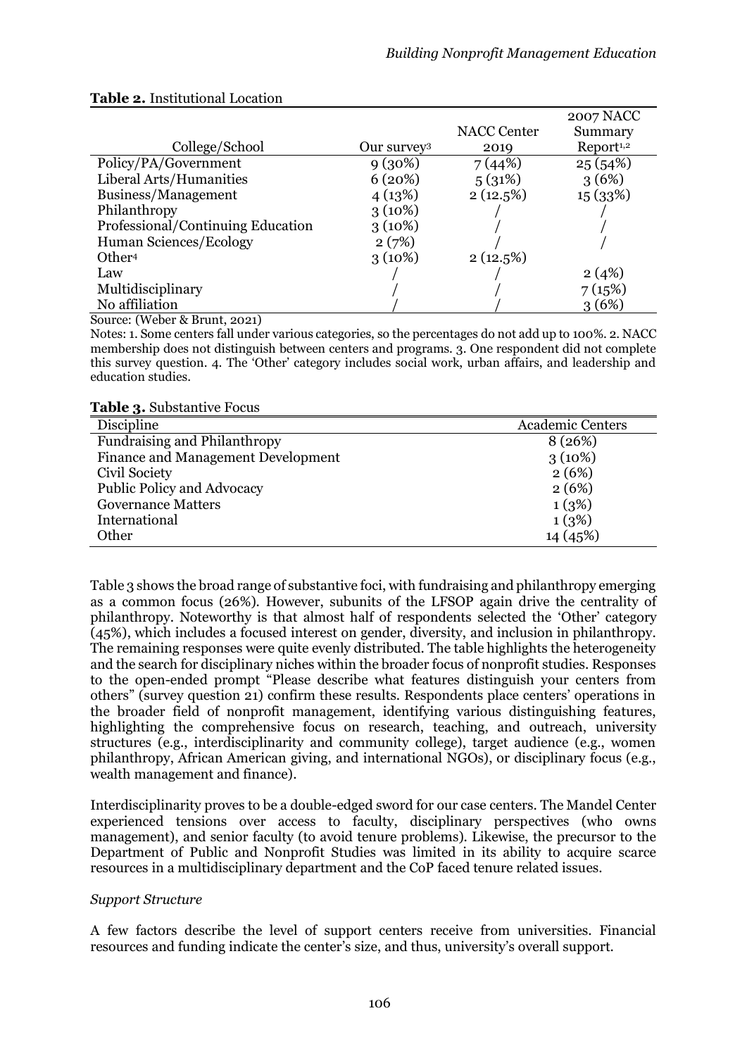**Table 2.** Institutional Location

| College/School | Our survey[3] | NACC Center 2019 | 2007 NACC Summary Report[1,2] |
|---|---|---|---|
| Policy/PA/Government | 9 (30%) | 7 (44%) | 25 (54%) |
| Liberal Arts/Humanities | 6 (20%) | 5 (31%) | 3 (6%) |
| Business/Management | 4 (13%) | 2 (12.5%) | 15 (33%) |
| Philanthropy | 3 (10%) | / | / |
| Professional/Continuing Education | 3 (10%) | / | / |
| Human Sciences/Ecology | 2 (7%) | / | / |
| Other[4] | 3 (10%) | 2 (12.5%) | |
| Law | / | / | 2 (4%) |
| Multidisciplinary | / | / | 7 (15%) |
| No affiliation | / | / | 3 (6%) |

Source: (Weber & Brunt, 2021)

Notes: 1. Some centers fall under various categories, so the percentages do not add up to 100%. 2. NACC membership does not distinguish between centers and programs. 3. One respondent did not complete this survey question. 4. The 'Other' category includes social work, urban affairs, and leadership and education studies.

**Table 3.** Substantive Focus

| Discipline | Academic Centers |
|---|---|
| Fundraising and Philanthropy | 8 (26%) |
| Finance and Management Development | 3 (10%) |
| Civil Society | 2 (6%) |
| Public Policy and Advocacy | 2 (6%) |
| Governance Matters | 1 (3%) |
| International | 1 (3%) |
| Other | 14 (45%) |

Table 3 shows the broad range of substantive foci, with fundraising and philanthropy emerging as a common focus (26%). However, subunits of the LFSOP again drive the centrality of philanthropy. Noteworthy is that almost half of respondents selected the 'Other' category (45%), which includes a focused interest on gender, diversity, and inclusion in philanthropy. The remaining responses were quite evenly distributed. The table highlights the heterogeneity and the search for disciplinary niches within the broader focus of nonprofit studies. Responses to the open-ended prompt "Please describe what features distinguish your centers from others" (survey question 21) confirm these results. Respondents place centers' operations in the broader field of nonprofit management, identifying various distinguishing features, highlighting the comprehensive focus on research, teaching, and outreach, university structures (e.g., interdisciplinarity and community college), target audience (e.g., women philanthropy, African American giving, and international NGOs), or disciplinary focus (e.g., wealth management and finance).

Interdisciplinarity proves to be a double-edged sword for our case centers. The Mandel Center experienced tensions over access to faculty, disciplinary perspectives (who owns management), and senior faculty (to avoid tenure problems). Likewise, the precursor to the Department of Public and Nonprofit Studies was limited in its ability to acquire scarce resources in a multidisciplinary department and the CoP faced tenure related issues.

*Support Structure*

A few factors describe the level of support centers receive from universities. Financial resources and funding indicate the center's size, and thus, university's overall support.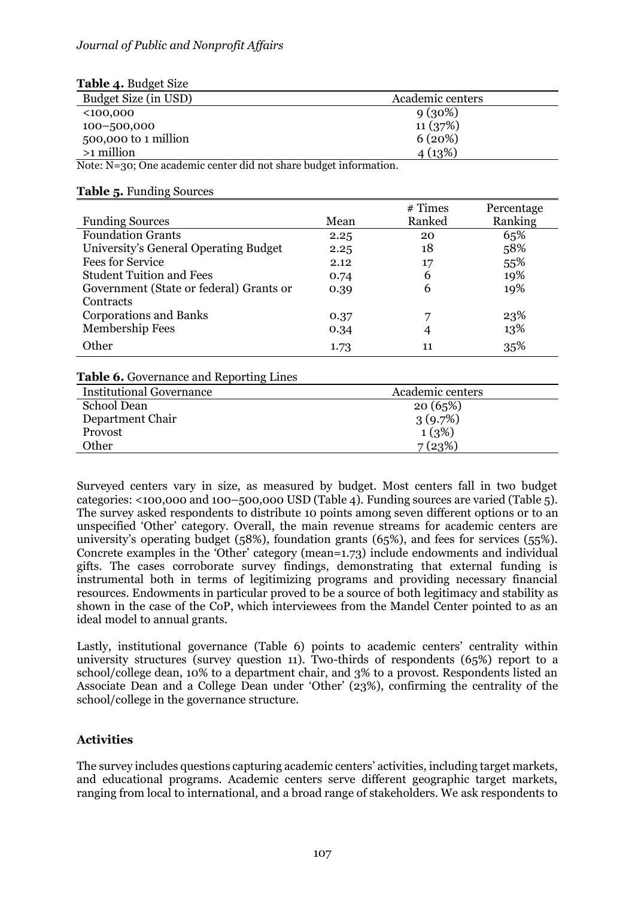**Table 4.** Budget Size

| Budget Size (in USD) | Academic centers |
|---|---|
| <100,000 | 9 (30%) |
| 100–500,000 | 11 (37%) |
| 500,000 to 1 million | 6 (20%) |
| >1 million | 4 (13%) |

Note: N=30; One academic center did not share budget information.

**Table 5.** Funding Sources

| Funding Sources | Mean | # Times Ranked | Percentage Ranking |
|---|---|---|---|
| Foundation Grants | 2.25 | 20 | 65% |
| University's General Operating Budget | 2.25 | 18 | 58% |
| Fees for Service | 2.12 | 17 | 55% |
| Student Tuition and Fees | 0.74 | 6 | 19% |
| Government (State or federal) Grants or Contracts | 0.39 | 6 | 19% |
| Corporations and Banks | 0.37 | 7 | 23% |
| Membership Fees | 0.34 | 4 | 13% |
| Other | 1.73 | 11 | 35% |

**Table 6.** Governance and Reporting Lines

| Institutional Governance | Academic centers |
|---|---|
| School Dean | 20 (65%) |
| Department Chair | 3 (9.7%) |
| Provost | 1 (3%) |
| Other | 7 (23%) |

Surveyed centers vary in size, as measured by budget. Most centers fall in two budget categories: <100,000 and 100–500,000 USD (Table 4). Funding sources are varied (Table 5). The survey asked respondents to distribute 10 points among seven different options or to an unspecified 'Other' category. Overall, the main revenue streams for academic centers are university's operating budget (58%), foundation grants (65%), and fees for services (55%). Concrete examples in the 'Other' category (mean=1.73) include endowments and individual gifts. The cases corroborate survey findings, demonstrating that external funding is instrumental both in terms of legitimizing programs and providing necessary financial resources. Endowments in particular proved to be a source of both legitimacy and stability as shown in the case of the CoP, which interviewees from the Mandel Center pointed to as an ideal model to annual grants.

Lastly, institutional governance (Table 6) points to academic centers' centrality within university structures (survey question 11). Two-thirds of respondents (65%) report to a school/college dean, 10% to a department chair, and 3% to a provost. Respondents listed an Associate Dean and a College Dean under 'Other' (23%), confirming the centrality of the school/college in the governance structure.

### Activities

The survey includes questions capturing academic centers' activities, including target markets, and educational programs. Academic centers serve different geographic target markets, ranging from local to international, and a broad range of stakeholders. We ask respondents to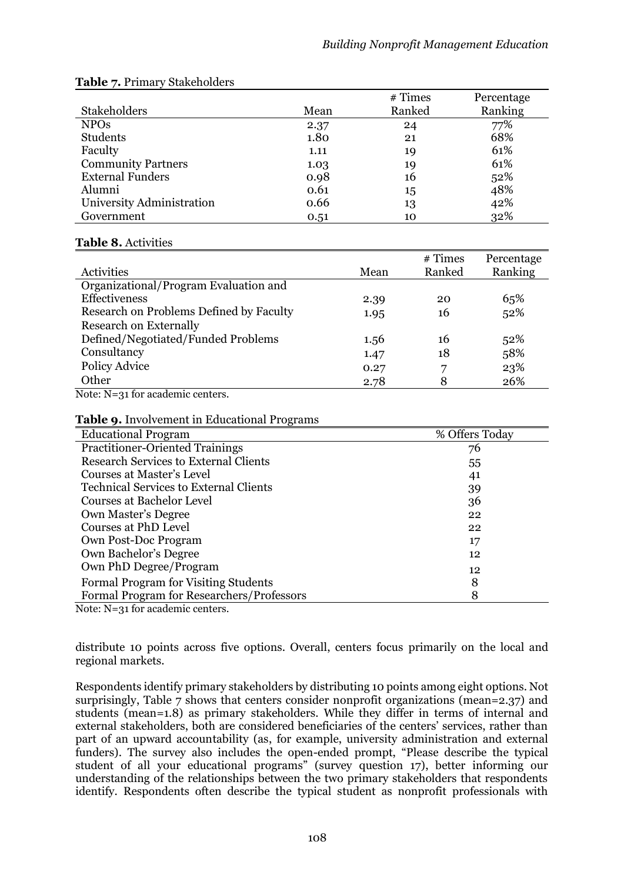**Table 7.** Primary Stakeholders

| Stakeholders | Mean | # Times Ranked | Percentage Ranking |
|---|---|---|---|
| NPOs | 2.37 | 24 | 77% |
| Students | 1.80 | 21 | 68% |
| Faculty | 1.11 | 19 | 61% |
| Community Partners | 1.03 | 19 | 61% |
| External Funders | 0.98 | 16 | 52% |
| Alumni | 0.61 | 15 | 48% |
| University Administration | 0.66 | 13 | 42% |
| Government | 0.51 | 10 | 32% |

**Table 8.** Activities

| Activities | Mean | # Times Ranked | Percentage Ranking |
|---|---|---|---|
| Organizational/Program Evaluation and Effectiveness | 2.39 | 20 | 65% |
| Research on Problems Defined by Faculty | 1.95 | 16 | 52% |
| Research on Externally Defined/Negotiated/Funded Problems | 1.56 | 16 | 52% |
| Consultancy | 1.47 | 18 | 58% |
| Policy Advice | 0.27 | 7 | 23% |
| Other | 2.78 | 8 | 26% |

Note: N=31 for academic centers.

**Table 9.** Involvement in Educational Programs

| Educational Program | % Offers Today |
|---|---|
| Practitioner-Oriented Trainings | 76 |
| Research Services to External Clients | 55 |
| Courses at Master's Level | 41 |
| Technical Services to External Clients | 39 |
| Courses at Bachelor Level | 36 |
| Own Master's Degree | 22 |
| Courses at PhD Level | 22 |
| Own Post-Doc Program | 17 |
| Own Bachelor's Degree | 12 |
| Own PhD Degree/Program | 12 |
| Formal Program for Visiting Students | 8 |
| Formal Program for Researchers/Professors | 8 |

Note: N=31 for academic centers.

distribute 10 points across five options. Overall, centers focus primarily on the local and regional markets.

Respondents identify primary stakeholders by distributing 10 points among eight options. Not surprisingly, Table 7 shows that centers consider nonprofit organizations (mean=2.37) and students (mean=1.8) as primary stakeholders. While they differ in terms of internal and external stakeholders, both are considered beneficiaries of the centers' services, rather than part of an upward accountability (as, for example, university administration and external funders). The survey also includes the open-ended prompt, "Please describe the typical student of all your educational programs" (survey question 17), better informing our understanding of the relationships between the two primary stakeholders that respondents identify. Respondents often describe the typical student as nonprofit professionals with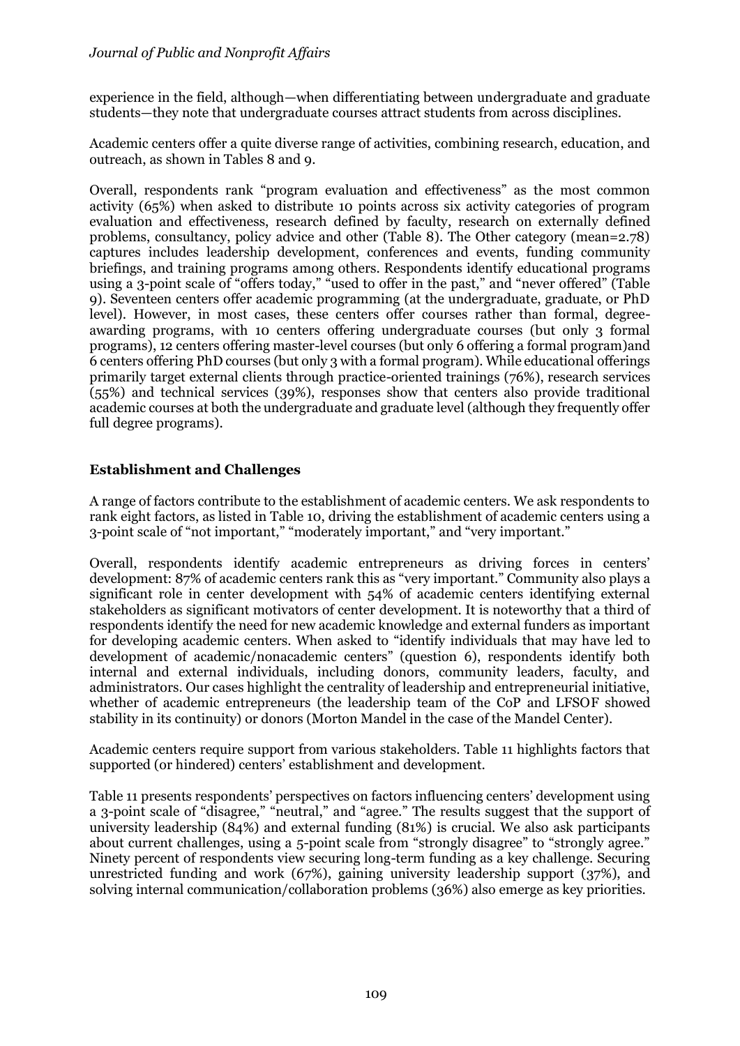experience in the field, although—when differentiating between undergraduate and graduate students—they note that undergraduate courses attract students from across disciplines.

Academic centers offer a quite diverse range of activities, combining research, education, and outreach, as shown in Tables 8 and 9.

Overall, respondents rank "program evaluation and effectiveness" as the most common activity (65%) when asked to distribute 10 points across six activity categories of program evaluation and effectiveness, research defined by faculty, research on externally defined problems, consultancy, policy advice and other (Table 8). The Other category (mean=2.78) captures includes leadership development, conferences and events, funding community briefings, and training programs among others. Respondents identify educational programs using a 3-point scale of "offers today," "used to offer in the past," and "never offered" (Table 9). Seventeen centers offer academic programming (at the undergraduate, graduate, or PhD level). However, in most cases, these centers offer courses rather than formal, degree-awarding programs, with 10 centers offering undergraduate courses (but only 3 formal programs), 12 centers offering master-level courses (but only 6 offering a formal program)and 6 centers offering PhD courses (but only 3 with a formal program). While educational offerings primarily target external clients through practice-oriented trainings (76%), research services (55%) and technical services (39%), responses show that centers also provide traditional academic courses at both the undergraduate and graduate level (although they frequently offer full degree programs).

## Establishment and Challenges

A range of factors contribute to the establishment of academic centers. We ask respondents to rank eight factors, as listed in Table 10, driving the establishment of academic centers using a 3-point scale of "not important," "moderately important," and "very important."

Overall, respondents identify academic entrepreneurs as driving forces in centers' development: 87% of academic centers rank this as "very important." Community also plays a significant role in center development with 54% of academic centers identifying external stakeholders as significant motivators of center development. It is noteworthy that a third of respondents identify the need for new academic knowledge and external funders as important for developing academic centers. When asked to "identify individuals that may have led to development of academic/nonacademic centers" (question 6), respondents identify both internal and external individuals, including donors, community leaders, faculty, and administrators. Our cases highlight the centrality of leadership and entrepreneurial initiative, whether of academic entrepreneurs (the leadership team of the CoP and LFSOF showed stability in its continuity) or donors (Morton Mandel in the case of the Mandel Center).

Academic centers require support from various stakeholders. Table 11 highlights factors that supported (or hindered) centers' establishment and development.

Table 11 presents respondents' perspectives on factors influencing centers' development using a 3-point scale of "disagree," "neutral," and "agree." The results suggest that the support of university leadership (84%) and external funding (81%) is crucial. We also ask participants about current challenges, using a 5-point scale from "strongly disagree" to "strongly agree." Ninety percent of respondents view securing long-term funding as a key challenge. Securing unrestricted funding and work (67%), gaining university leadership support (37%), and solving internal communication/collaboration problems (36%) also emerge as key priorities.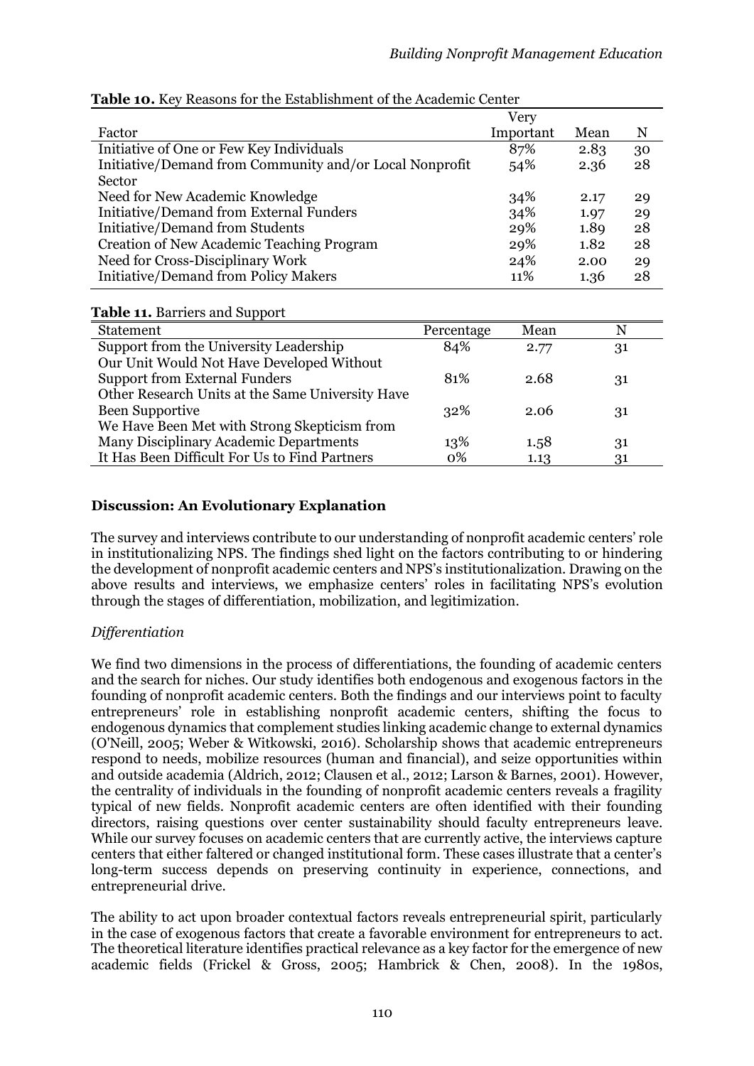**Table 10.** Key Reasons for the Establishment of the Academic Center

| Factor | Very Important | Mean | N |
|---|---|---|---|
| Initiative of One or Few Key Individuals | 87% | 2.83 | 30 |
| Initiative/Demand from Community and/or Local Nonprofit Sector | 54% | 2.36 | 28 |
| Need for New Academic Knowledge | 34% | 2.17 | 29 |
| Initiative/Demand from External Funders | 34% | 1.97 | 29 |
| Initiative/Demand from Students | 29% | 1.89 | 28 |
| Creation of New Academic Teaching Program | 29% | 1.82 | 28 |
| Need for Cross-Disciplinary Work | 24% | 2.00 | 29 |
| Initiative/Demand from Policy Makers | 11% | 1.36 | 28 |

**Table 11.** Barriers and Support

| Statement | Percentage | Mean | N |
|---|---|---|---|
| Support from the University Leadership | 84% | 2.77 | 31 |
| Our Unit Would Not Have Developed Without Support from External Funders | 81% | 2.68 | 31 |
| Other Research Units at the Same University Have Been Supportive | 32% | 2.06 | 31 |
| We Have Been Met with Strong Skepticism from Many Disciplinary Academic Departments | 13% | 1.58 | 31 |
| It Has Been Difficult For Us to Find Partners | 0% | 1.13 | 31 |

## Discussion: An Evolutionary Explanation

The survey and interviews contribute to our understanding of nonprofit academic centers' role in institutionalizing NPS. The findings shed light on the factors contributing to or hindering the development of nonprofit academic centers and NPS's institutionalization. Drawing on the above results and interviews, we emphasize centers' roles in facilitating NPS's evolution through the stages of differentiation, mobilization, and legitimization.

### *Differentiation*

We find two dimensions in the process of differentiations, the founding of academic centers and the search for niches. Our study identifies both endogenous and exogenous factors in the founding of nonprofit academic centers. Both the findings and our interviews point to faculty entrepreneurs' role in establishing nonprofit academic centers, shifting the focus to endogenous dynamics that complement studies linking academic change to external dynamics (O'Neill, 2005; Weber & Witkowski, 2016). Scholarship shows that academic entrepreneurs respond to needs, mobilize resources (human and financial), and seize opportunities within and outside academia (Aldrich, 2012; Clausen et al., 2012; Larson & Barnes, 2001). However, the centrality of individuals in the founding of nonprofit academic centers reveals a fragility typical of new fields. Nonprofit academic centers are often identified with their founding directors, raising questions over center sustainability should faculty entrepreneurs leave. While our survey focuses on academic centers that are currently active, the interviews capture centers that either faltered or changed institutional form. These cases illustrate that a center's long-term success depends on preserving continuity in experience, connections, and entrepreneurial drive.

The ability to act upon broader contextual factors reveals entrepreneurial spirit, particularly in the case of exogenous factors that create a favorable environment for entrepreneurs to act. The theoretical literature identifies practical relevance as a key factor for the emergence of new academic fields (Frickel & Gross, 2005; Hambrick & Chen, 2008). In the 1980s,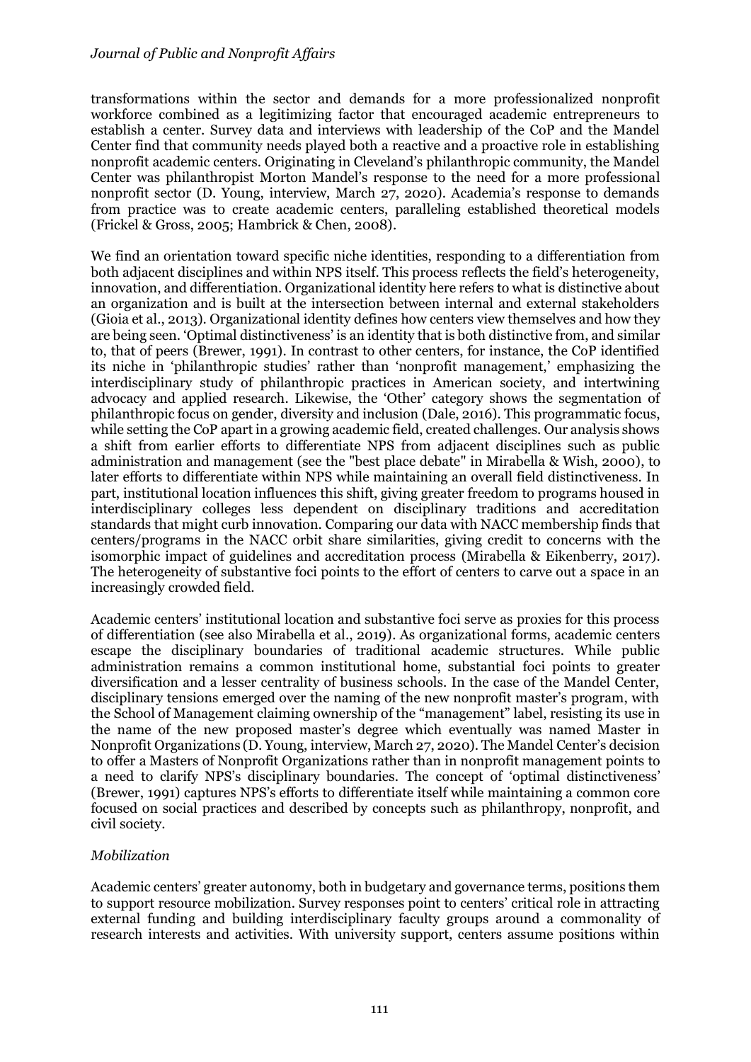transformations within the sector and demands for a more professionalized nonprofit workforce combined as a legitimizing factor that encouraged academic entrepreneurs to establish a center. Survey data and interviews with leadership of the CoP and the Mandel Center find that community needs played both a reactive and a proactive role in establishing nonprofit academic centers. Originating in Cleveland's philanthropic community, the Mandel Center was philanthropist Morton Mandel's response to the need for a more professional nonprofit sector (D. Young, interview, March 27, 2020). Academia's response to demands from practice was to create academic centers, paralleling established theoretical models (Frickel & Gross, 2005; Hambrick & Chen, 2008).

We find an orientation toward specific niche identities, responding to a differentiation from both adjacent disciplines and within NPS itself. This process reflects the field's heterogeneity, innovation, and differentiation. Organizational identity here refers to what is distinctive about an organization and is built at the intersection between internal and external stakeholders (Gioia et al., 2013). Organizational identity defines how centers view themselves and how they are being seen. 'Optimal distinctiveness' is an identity that is both distinctive from, and similar to, that of peers (Brewer, 1991). In contrast to other centers, for instance, the CoP identified its niche in 'philanthropic studies' rather than 'nonprofit management,' emphasizing the interdisciplinary study of philanthropic practices in American society, and intertwining advocacy and applied research. Likewise, the 'Other' category shows the segmentation of philanthropic focus on gender, diversity and inclusion (Dale, 2016). This programmatic focus, while setting the CoP apart in a growing academic field, created challenges. Our analysis shows a shift from earlier efforts to differentiate NPS from adjacent disciplines such as public administration and management (see the "best place debate" in Mirabella & Wish, 2000), to later efforts to differentiate within NPS while maintaining an overall field distinctiveness. In part, institutional location influences this shift, giving greater freedom to programs housed in interdisciplinary colleges less dependent on disciplinary traditions and accreditation standards that might curb innovation. Comparing our data with NACC membership finds that centers/programs in the NACC orbit share similarities, giving credit to concerns with the isomorphic impact of guidelines and accreditation process (Mirabella & Eikenberry, 2017). The heterogeneity of substantive foci points to the effort of centers to carve out a space in an increasingly crowded field.

Academic centers' institutional location and substantive foci serve as proxies for this process of differentiation (see also Mirabella et al., 2019). As organizational forms, academic centers escape the disciplinary boundaries of traditional academic structures. While public administration remains a common institutional home, substantial foci points to greater diversification and a lesser centrality of business schools. In the case of the Mandel Center, disciplinary tensions emerged over the naming of the new nonprofit master's program, with the School of Management claiming ownership of the "management" label, resisting its use in the name of the new proposed master's degree which eventually was named Master in Nonprofit Organizations (D. Young, interview, March 27, 2020). The Mandel Center's decision to offer a Masters of Nonprofit Organizations rather than in nonprofit management points to a need to clarify NPS's disciplinary boundaries. The concept of 'optimal distinctiveness' (Brewer, 1991) captures NPS's efforts to differentiate itself while maintaining a common core focused on social practices and described by concepts such as philanthropy, nonprofit, and civil society.

*Mobilization*

Academic centers' greater autonomy, both in budgetary and governance terms, positions them to support resource mobilization. Survey responses point to centers' critical role in attracting external funding and building interdisciplinary faculty groups around a commonality of research interests and activities. With university support, centers assume positions within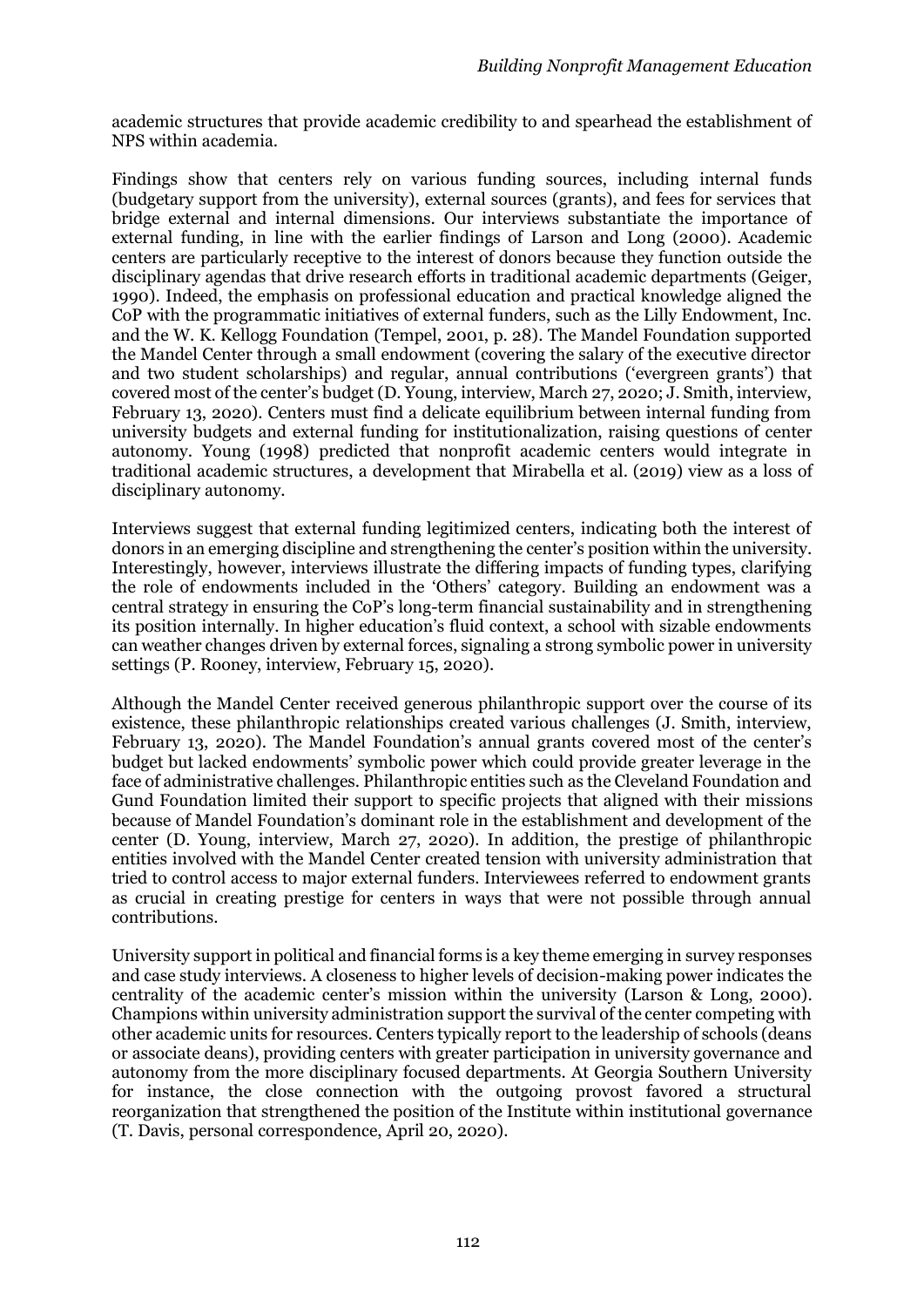academic structures that provide academic credibility to and spearhead the establishment of NPS within academia.

Findings show that centers rely on various funding sources, including internal funds (budgetary support from the university), external sources (grants), and fees for services that bridge external and internal dimensions. Our interviews substantiate the importance of external funding, in line with the earlier findings of Larson and Long (2000). Academic centers are particularly receptive to the interest of donors because they function outside the disciplinary agendas that drive research efforts in traditional academic departments (Geiger, 1990). Indeed, the emphasis on professional education and practical knowledge aligned the CoP with the programmatic initiatives of external funders, such as the Lilly Endowment, Inc. and the W. K. Kellogg Foundation (Tempel, 2001, p. 28). The Mandel Foundation supported the Mandel Center through a small endowment (covering the salary of the executive director and two student scholarships) and regular, annual contributions ('evergreen grants') that covered most of the center's budget (D. Young, interview, March 27, 2020; J. Smith, interview, February 13, 2020). Centers must find a delicate equilibrium between internal funding from university budgets and external funding for institutionalization, raising questions of center autonomy. Young (1998) predicted that nonprofit academic centers would integrate in traditional academic structures, a development that Mirabella et al. (2019) view as a loss of disciplinary autonomy.

Interviews suggest that external funding legitimized centers, indicating both the interest of donors in an emerging discipline and strengthening the center's position within the university. Interestingly, however, interviews illustrate the differing impacts of funding types, clarifying the role of endowments included in the 'Others' category. Building an endowment was a central strategy in ensuring the CoP's long-term financial sustainability and in strengthening its position internally. In higher education's fluid context, a school with sizable endowments can weather changes driven by external forces, signaling a strong symbolic power in university settings (P. Rooney, interview, February 15, 2020).

Although the Mandel Center received generous philanthropic support over the course of its existence, these philanthropic relationships created various challenges (J. Smith, interview, February 13, 2020). The Mandel Foundation's annual grants covered most of the center's budget but lacked endowments' symbolic power which could provide greater leverage in the face of administrative challenges. Philanthropic entities such as the Cleveland Foundation and Gund Foundation limited their support to specific projects that aligned with their missions because of Mandel Foundation's dominant role in the establishment and development of the center (D. Young, interview, March 27, 2020). In addition, the prestige of philanthropic entities involved with the Mandel Center created tension with university administration that tried to control access to major external funders. Interviewees referred to endowment grants as crucial in creating prestige for centers in ways that were not possible through annual contributions.

University support in political and financial forms is a key theme emerging in survey responses and case study interviews. A closeness to higher levels of decision-making power indicates the centrality of the academic center's mission within the university (Larson & Long, 2000). Champions within university administration support the survival of the center competing with other academic units for resources. Centers typically report to the leadership of schools (deans or associate deans), providing centers with greater participation in university governance and autonomy from the more disciplinary focused departments. At Georgia Southern University for instance, the close connection with the outgoing provost favored a structural reorganization that strengthened the position of the Institute within institutional governance (T. Davis, personal correspondence, April 20, 2020).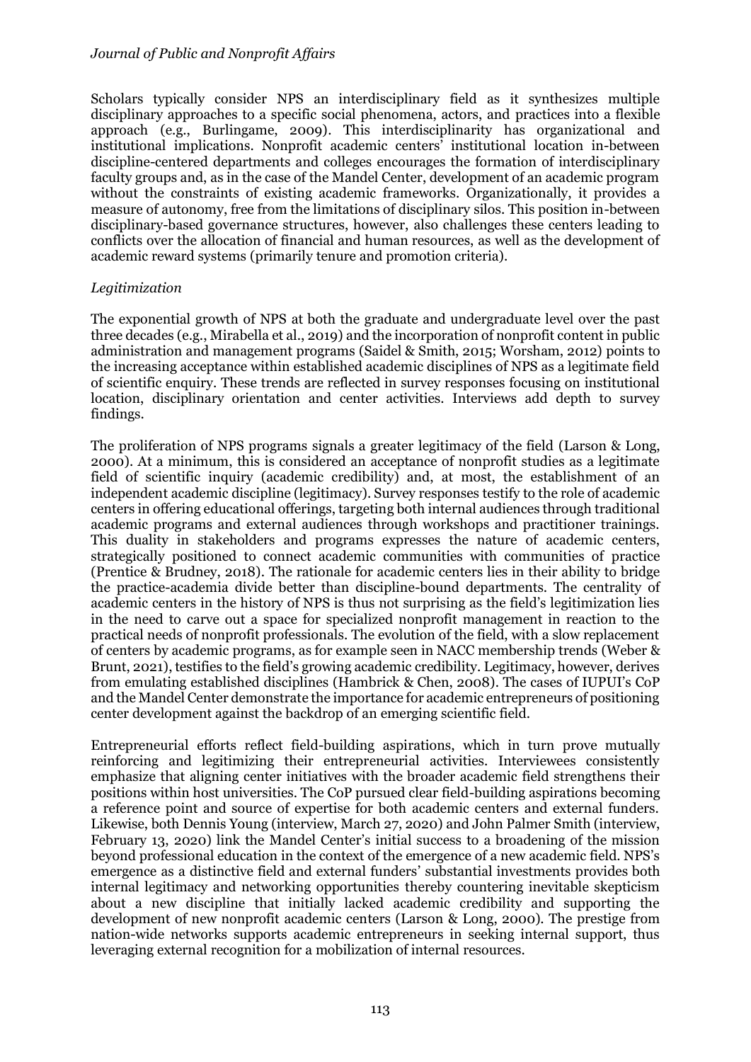Scholars typically consider NPS an interdisciplinary field as it synthesizes multiple disciplinary approaches to a specific social phenomena, actors, and practices into a flexible approach (e.g., Burlingame, 2009). This interdisciplinarity has organizational and institutional implications. Nonprofit academic centers' institutional location in-between discipline-centered departments and colleges encourages the formation of interdisciplinary faculty groups and, as in the case of the Mandel Center, development of an academic program without the constraints of existing academic frameworks. Organizationally, it provides a measure of autonomy, free from the limitations of disciplinary silos. This position in-between disciplinary-based governance structures, however, also challenges these centers leading to conflicts over the allocation of financial and human resources, as well as the development of academic reward systems (primarily tenure and promotion criteria).

### *Legitimization*

The exponential growth of NPS at both the graduate and undergraduate level over the past three decades (e.g., Mirabella et al., 2019) and the incorporation of nonprofit content in public administration and management programs (Saidel & Smith, 2015; Worsham, 2012) points to the increasing acceptance within established academic disciplines of NPS as a legitimate field of scientific enquiry. These trends are reflected in survey responses focusing on institutional location, disciplinary orientation and center activities. Interviews add depth to survey findings.

The proliferation of NPS programs signals a greater legitimacy of the field (Larson & Long, 2000). At a minimum, this is considered an acceptance of nonprofit studies as a legitimate field of scientific inquiry (academic credibility) and, at most, the establishment of an independent academic discipline (legitimacy). Survey responses testify to the role of academic centers in offering educational offerings, targeting both internal audiences through traditional academic programs and external audiences through workshops and practitioner trainings. This duality in stakeholders and programs expresses the nature of academic centers, strategically positioned to connect academic communities with communities of practice (Prentice & Brudney, 2018). The rationale for academic centers lies in their ability to bridge the practice-academia divide better than discipline-bound departments. The centrality of academic centers in the history of NPS is thus not surprising as the field's legitimization lies in the need to carve out a space for specialized nonprofit management in reaction to the practical needs of nonprofit professionals. The evolution of the field, with a slow replacement of centers by academic programs, as for example seen in NACC membership trends (Weber & Brunt, 2021), testifies to the field's growing academic credibility. Legitimacy, however, derives from emulating established disciplines (Hambrick & Chen, 2008). The cases of IUPUI's CoP and the Mandel Center demonstrate the importance for academic entrepreneurs of positioning center development against the backdrop of an emerging scientific field.

Entrepreneurial efforts reflect field-building aspirations, which in turn prove mutually reinforcing and legitimizing their entrepreneurial activities. Interviewees consistently emphasize that aligning center initiatives with the broader academic field strengthens their positions within host universities. The CoP pursued clear field-building aspirations becoming a reference point and source of expertise for both academic centers and external funders. Likewise, both Dennis Young (interview, March 27, 2020) and John Palmer Smith (interview, February 13, 2020) link the Mandel Center's initial success to a broadening of the mission beyond professional education in the context of the emergence of a new academic field. NPS's emergence as a distinctive field and external funders' substantial investments provides both internal legitimacy and networking opportunities thereby countering inevitable skepticism about a new discipline that initially lacked academic credibility and supporting the development of new nonprofit academic centers (Larson & Long, 2000). The prestige from nation-wide networks supports academic entrepreneurs in seeking internal support, thus leveraging external recognition for a mobilization of internal resources.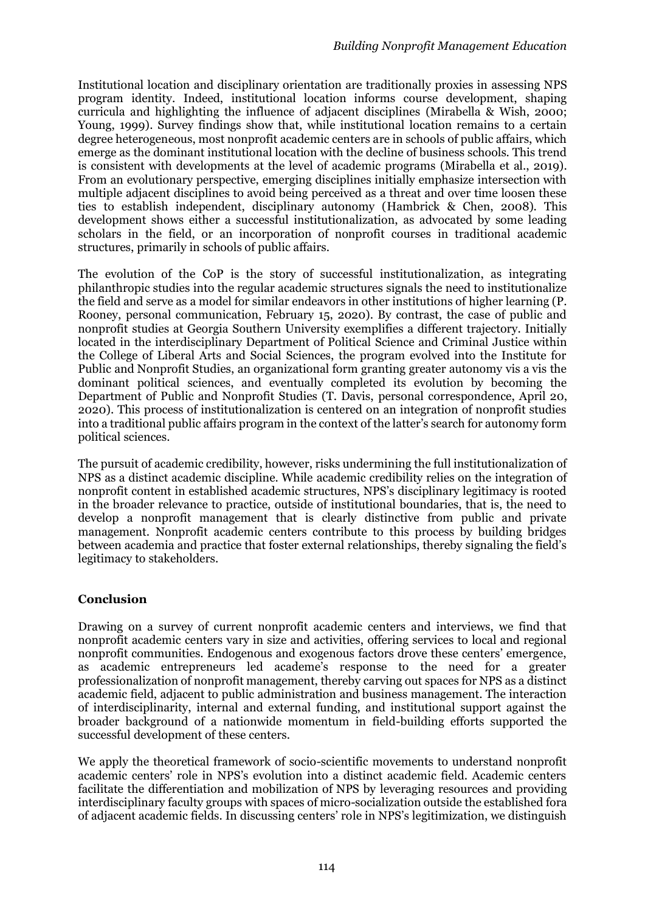Institutional location and disciplinary orientation are traditionally proxies in assessing NPS program identity. Indeed, institutional location informs course development, shaping curricula and highlighting the influence of adjacent disciplines (Mirabella & Wish, 2000; Young, 1999). Survey findings show that, while institutional location remains to a certain degree heterogeneous, most nonprofit academic centers are in schools of public affairs, which emerge as the dominant institutional location with the decline of business schools. This trend is consistent with developments at the level of academic programs (Mirabella et al., 2019). From an evolutionary perspective, emerging disciplines initially emphasize intersection with multiple adjacent disciplines to avoid being perceived as a threat and over time loosen these ties to establish independent, disciplinary autonomy (Hambrick & Chen, 2008). This development shows either a successful institutionalization, as advocated by some leading scholars in the field, or an incorporation of nonprofit courses in traditional academic structures, primarily in schools of public affairs.

The evolution of the CoP is the story of successful institutionalization, as integrating philanthropic studies into the regular academic structures signals the need to institutionalize the field and serve as a model for similar endeavors in other institutions of higher learning (P. Rooney, personal communication, February 15, 2020). By contrast, the case of public and nonprofit studies at Georgia Southern University exemplifies a different trajectory. Initially located in the interdisciplinary Department of Political Science and Criminal Justice within the College of Liberal Arts and Social Sciences, the program evolved into the Institute for Public and Nonprofit Studies, an organizational form granting greater autonomy vis a vis the dominant political sciences, and eventually completed its evolution by becoming the Department of Public and Nonprofit Studies (T. Davis, personal correspondence, April 20, 2020). This process of institutionalization is centered on an integration of nonprofit studies into a traditional public affairs program in the context of the latter's search for autonomy form political sciences.

The pursuit of academic credibility, however, risks undermining the full institutionalization of NPS as a distinct academic discipline. While academic credibility relies on the integration of nonprofit content in established academic structures, NPS's disciplinary legitimacy is rooted in the broader relevance to practice, outside of institutional boundaries, that is, the need to develop a nonprofit management that is clearly distinctive from public and private management. Nonprofit academic centers contribute to this process by building bridges between academia and practice that foster external relationships, thereby signaling the field's legitimacy to stakeholders.

## Conclusion

Drawing on a survey of current nonprofit academic centers and interviews, we find that nonprofit academic centers vary in size and activities, offering services to local and regional nonprofit communities. Endogenous and exogenous factors drove these centers' emergence, as academic entrepreneurs led academe's response to the need for a greater professionalization of nonprofit management, thereby carving out spaces for NPS as a distinct academic field, adjacent to public administration and business management. The interaction of interdisciplinarity, internal and external funding, and institutional support against the broader background of a nationwide momentum in field-building efforts supported the successful development of these centers.

We apply the theoretical framework of socio-scientific movements to understand nonprofit academic centers' role in NPS's evolution into a distinct academic field. Academic centers facilitate the differentiation and mobilization of NPS by leveraging resources and providing interdisciplinary faculty groups with spaces of micro-socialization outside the established fora of adjacent academic fields. In discussing centers' role in NPS's legitimization, we distinguish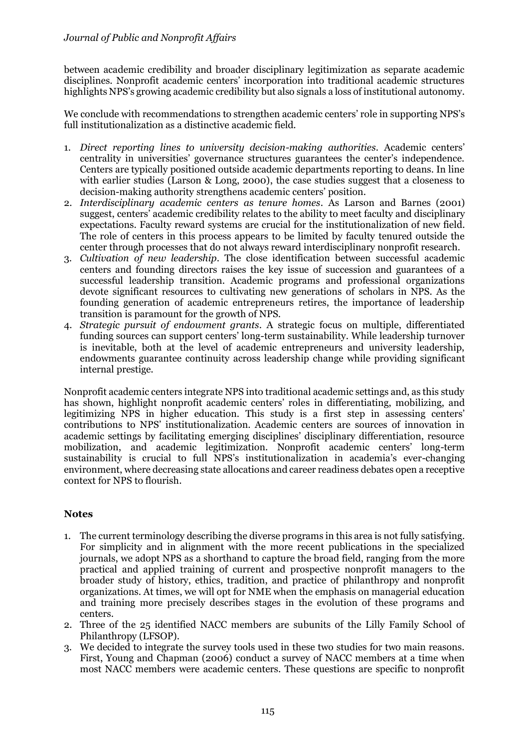between academic credibility and broader disciplinary legitimization as separate academic disciplines. Nonprofit academic centers' incorporation into traditional academic structures highlights NPS's growing academic credibility but also signals a loss of institutional autonomy.

We conclude with recommendations to strengthen academic centers' role in supporting NPS's full institutionalization as a distinctive academic field.

1. *Direct reporting lines to university decision-making authorities*. Academic centers' centrality in universities' governance structures guarantees the center's independence. Centers are typically positioned outside academic departments reporting to deans. In line with earlier studies (Larson & Long, 2000), the case studies suggest that a closeness to decision-making authority strengthens academic centers' position.
2. *Interdisciplinary academic centers as tenure homes*. As Larson and Barnes (2001) suggest, centers' academic credibility relates to the ability to meet faculty and disciplinary expectations. Faculty reward systems are crucial for the institutionalization of new field. The role of centers in this process appears to be limited by faculty tenured outside the center through processes that do not always reward interdisciplinary nonprofit research.
3. *Cultivation of new leadership*. The close identification between successful academic centers and founding directors raises the key issue of succession and guarantees of a successful leadership transition. Academic programs and professional organizations devote significant resources to cultivating new generations of scholars in NPS. As the founding generation of academic entrepreneurs retires, the importance of leadership transition is paramount for the growth of NPS.
4. *Strategic pursuit of endowment grants*. A strategic focus on multiple, differentiated funding sources can support centers' long-term sustainability. While leadership turnover is inevitable, both at the level of academic entrepreneurs and university leadership, endowments guarantee continuity across leadership change while providing significant internal prestige.

Nonprofit academic centers integrate NPS into traditional academic settings and, as this study has shown, highlight nonprofit academic centers' roles in differentiating, mobilizing, and legitimizing NPS in higher education. This study is a first step in assessing centers' contributions to NPS' institutionalization. Academic centers are sources of innovation in academic settings by facilitating emerging disciplines' disciplinary differentiation, resource mobilization, and academic legitimization. Nonprofit academic centers' long-term sustainability is crucial to full NPS's institutionalization in academia's ever-changing environment, where decreasing state allocations and career readiness debates open a receptive context for NPS to flourish.

## Notes

1. The current terminology describing the diverse programs in this area is not fully satisfying. For simplicity and in alignment with the more recent publications in the specialized journals, we adopt NPS as a shorthand to capture the broad field, ranging from the more practical and applied training of current and prospective nonprofit managers to the broader study of history, ethics, tradition, and practice of philanthropy and nonprofit organizations. At times, we will opt for NME when the emphasis on managerial education and training more precisely describes stages in the evolution of these programs and centers.
2. Three of the 25 identified NACC members are subunits of the Lilly Family School of Philanthropy (LFSOP).
3. We decided to integrate the survey tools used in these two studies for two main reasons. First, Young and Chapman (2006) conduct a survey of NACC members at a time when most NACC members were academic centers. These questions are specific to nonprofit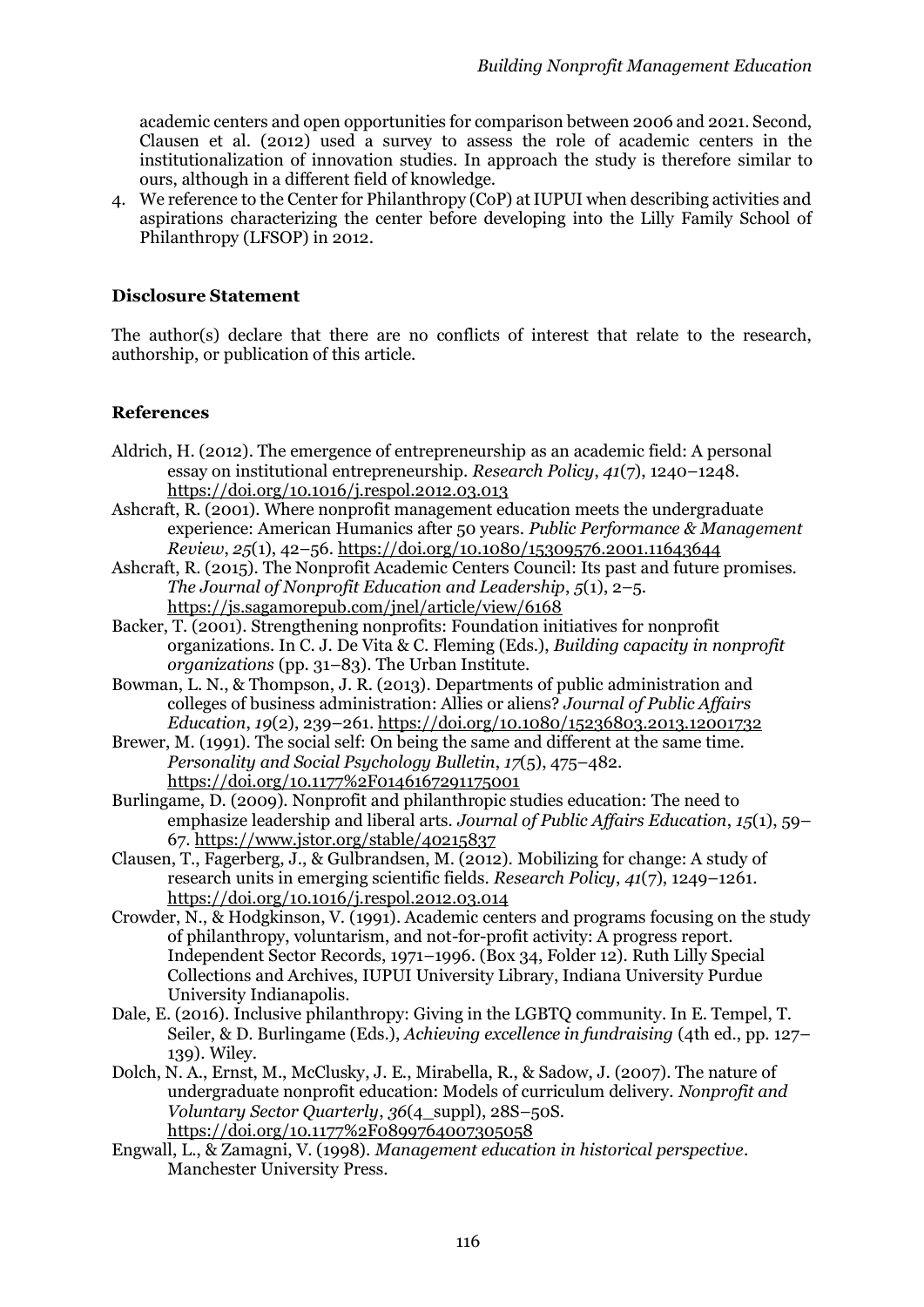academic centers and open opportunities for comparison between 2006 and 2021. Second, Clausen et al. (2012) used a survey to assess the role of academic centers in the institutionalization of innovation studies. In approach the study is therefore similar to ours, although in a different field of knowledge.

4. We reference to the Center for Philanthropy (CoP) at IUPUI when describing activities and aspirations characterizing the center before developing into the Lilly Family School of Philanthropy (LFSOP) in 2012.

### Disclosure Statement

The author(s) declare that there are no conflicts of interest that relate to the research, authorship, or publication of this article.

### References

Aldrich, H. (2012). The emergence of entrepreneurship as an academic field: A personal essay on institutional entrepreneurship. *Research Policy*, *41*(7), 1240–1248. https://doi.org/10.1016/j.respol.2012.03.013

Ashcraft, R. (2001). Where nonprofit management education meets the undergraduate experience: American Humanics after 50 years. *Public Performance & Management Review*, *25*(1), 42–56. https://doi.org/10.1080/15309576.2001.11643644

Ashcraft, R. (2015). The Nonprofit Academic Centers Council: Its past and future promises. *The Journal of Nonprofit Education and Leadership*, *5*(1), 2–5. https://js.sagamorepub.com/jnel/article/view/6168

Backer, T. (2001). Strengthening nonprofits: Foundation initiatives for nonprofit organizations. In C. J. De Vita & C. Fleming (Eds.), *Building capacity in nonprofit organizations* (pp. 31–83). The Urban Institute.

Bowman, L. N., & Thompson, J. R. (2013). Departments of public administration and colleges of business administration: Allies or aliens? *Journal of Public Affairs Education*, *19*(2), 239–261. https://doi.org/10.1080/15236803.2013.12001732

Brewer, M. (1991). The social self: On being the same and different at the same time. *Personality and Social Psychology Bulletin*, *17*(5), 475–482. https://doi.org/10.1177%2F0146167291175001

Burlingame, D. (2009). Nonprofit and philanthropic studies education: The need to emphasize leadership and liberal arts. *Journal of Public Affairs Education*, *15*(1), 59–67. https://www.jstor.org/stable/40215837

Clausen, T., Fagerberg, J., & Gulbrandsen, M. (2012). Mobilizing for change: A study of research units in emerging scientific fields. *Research Policy*, *41*(7), 1249–1261. https://doi.org/10.1016/j.respol.2012.03.014

Crowder, N., & Hodgkinson, V. (1991). Academic centers and programs focusing on the study of philanthropy, voluntarism, and not-for-profit activity: A progress report. Independent Sector Records, 1971–1996. (Box 34, Folder 12). Ruth Lilly Special Collections and Archives, IUPUI University Library, Indiana University Purdue University Indianapolis.

Dale, E. (2016). Inclusive philanthropy: Giving in the LGBTQ community. In E. Tempel, T. Seiler, & D. Burlingame (Eds.), *Achieving excellence in fundraising* (4th ed., pp. 127–139). Wiley.

Dolch, N. A., Ernst, M., McClusky, J. E., Mirabella, R., & Sadow, J. (2007). The nature of undergraduate nonprofit education: Models of curriculum delivery. *Nonprofit and Voluntary Sector Quarterly*, *36*(4_suppl), 28S–50S. https://doi.org/10.1177%2F0899764007305058

Engwall, L., & Zamagni, V. (1998). *Management education in historical perspective*. Manchester University Press.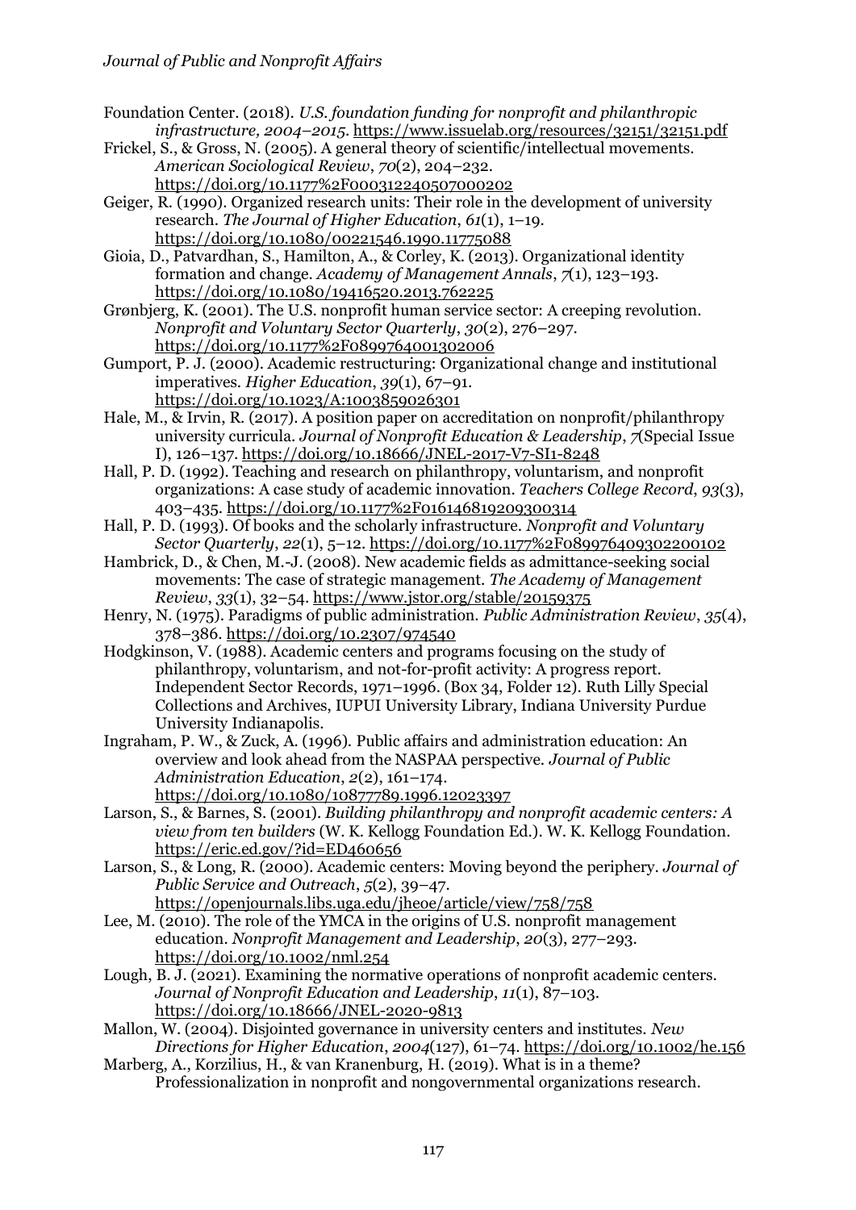Foundation Center. (2018). *U.S. foundation funding for nonprofit and philanthropic infrastructure, 2004–2015*. https://www.issuelab.org/resources/32151/32151.pdf

Frickel, S., & Gross, N. (2005). A general theory of scientific/intellectual movements. *American Sociological Review*, *70*(2), 204–232. https://doi.org/10.1177%2F000312240507000202

Geiger, R. (1990). Organized research units: Their role in the development of university research. *The Journal of Higher Education*, *61*(1), 1–19. https://doi.org/10.1080/00221546.1990.11775088

Gioia, D., Patvardhan, S., Hamilton, A., & Corley, K. (2013). Organizational identity formation and change. *Academy of Management Annals*, *7*(1), 123–193. https://doi.org/10.1080/19416520.2013.762225

Grønbjerg, K. (2001). The U.S. nonprofit human service sector: A creeping revolution. *Nonprofit and Voluntary Sector Quarterly*, *30*(2), 276–297. https://doi.org/10.1177%2F0899764001302006

Gumport, P. J. (2000). Academic restructuring: Organizational change and institutional imperatives. *Higher Education*, *39*(1), 67–91. https://doi.org/10.1023/A:1003859026301

Hale, M., & Irvin, R. (2017). A position paper on accreditation on nonprofit/philanthropy university curricula. *Journal of Nonprofit Education & Leadership*, *7*(Special Issue I), 126–137. https://doi.org/10.18666/JNEL-2017-V7-SI1-8248

Hall, P. D. (1992). Teaching and research on philanthropy, voluntarism, and nonprofit organizations: A case study of academic innovation. *Teachers College Record*, *93*(3), 403–435. https://doi.org/10.1177%2F016146819209300314

Hall, P. D. (1993). Of books and the scholarly infrastructure. *Nonprofit and Voluntary Sector Quarterly*, *22*(1), 5–12. https://doi.org/10.1177%2F089976409302200102

Hambrick, D., & Chen, M.-J. (2008). New academic fields as admittance-seeking social movements: The case of strategic management. *The Academy of Management Review*, *33*(1), 32–54. https://www.jstor.org/stable/20159375

Henry, N. (1975). Paradigms of public administration. *Public Administration Review*, *35*(4), 378–386. https://doi.org/10.2307/974540

Hodgkinson, V. (1988). Academic centers and programs focusing on the study of philanthropy, voluntarism, and not-for-profit activity: A progress report. Independent Sector Records, 1971–1996. (Box 34, Folder 12). Ruth Lilly Special Collections and Archives, IUPUI University Library, Indiana University Purdue University Indianapolis.

Ingraham, P. W., & Zuck, A. (1996). Public affairs and administration education: An overview and look ahead from the NASPAA perspective. *Journal of Public Administration Education*, *2*(2), 161–174. https://doi.org/10.1080/10877789.1996.12023397

Larson, S., & Barnes, S. (2001). *Building philanthropy and nonprofit academic centers: A view from ten builders* (W. K. Kellogg Foundation Ed.). W. K. Kellogg Foundation. https://eric.ed.gov/?id=ED460656

Larson, S., & Long, R. (2000). Academic centers: Moving beyond the periphery. *Journal of Public Service and Outreach*, *5*(2), 39–47. https://openjournals.libs.uga.edu/jheoe/article/view/758/758

Lee, M. (2010). The role of the YMCA in the origins of U.S. nonprofit management education. *Nonprofit Management and Leadership*, *20*(3), 277–293. https://doi.org/10.1002/nml.254

Lough, B. J. (2021). Examining the normative operations of nonprofit academic centers. *Journal of Nonprofit Education and Leadership*, *11*(1), 87–103. https://doi.org/10.18666/JNEL-2020-9813

Mallon, W. (2004). Disjointed governance in university centers and institutes. *New Directions for Higher Education*, *2004*(127), 61–74. https://doi.org/10.1002/he.156

Marberg, A., Korzilius, H., & van Kranenburg, H. (2019). What is in a theme? Professionalization in nonprofit and nongovernmental organizations research.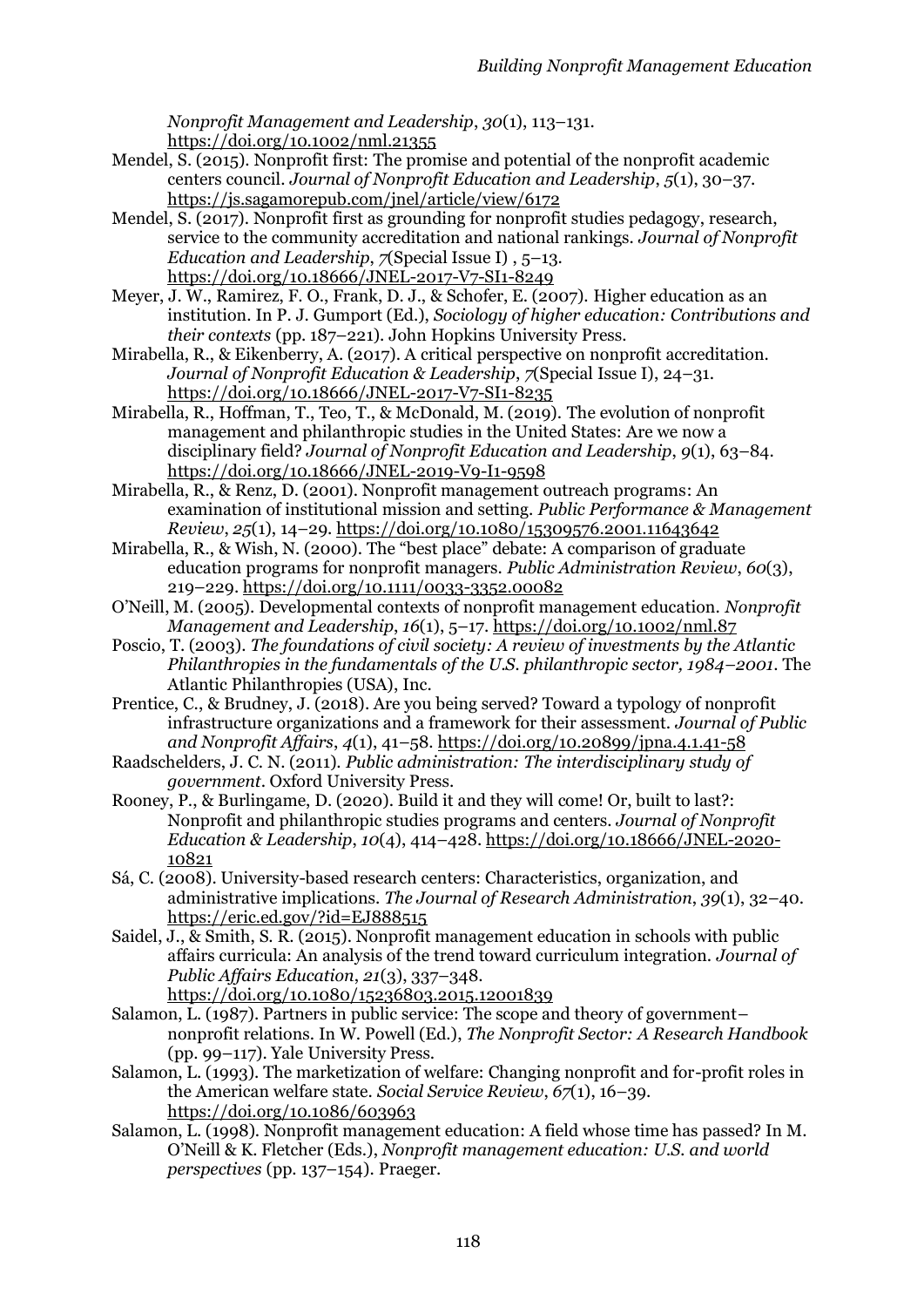*Nonprofit Management and Leadership*, *30*(1), 113–131. https://doi.org/10.1002/nml.21355

Mendel, S. (2015). Nonprofit first: The promise and potential of the nonprofit academic centers council. *Journal of Nonprofit Education and Leadership*, *5*(1), 30–37. https://js.sagamorepub.com/jnel/article/view/6172

Mendel, S. (2017). Nonprofit first as grounding for nonprofit studies pedagogy, research, service to the community accreditation and national rankings. *Journal of Nonprofit Education and Leadership*, *7*(Special Issue I) , 5–13. https://doi.org/10.18666/JNEL-2017-V7-SI1-8249

Meyer, J. W., Ramirez, F. O., Frank, D. J., & Schofer, E. (2007). Higher education as an institution. In P. J. Gumport (Ed.), *Sociology of higher education: Contributions and their contexts* (pp. 187–221). John Hopkins University Press.

Mirabella, R., & Eikenberry, A. (2017). A critical perspective on nonprofit accreditation. *Journal of Nonprofit Education & Leadership*, *7*(Special Issue I), 24–31. https://doi.org/10.18666/JNEL-2017-V7-SI1-8235

Mirabella, R., Hoffman, T., Teo, T., & McDonald, M. (2019). The evolution of nonprofit management and philanthropic studies in the United States: Are we now a disciplinary field? *Journal of Nonprofit Education and Leadership*, *9*(1), 63–84. https://doi.org/10.18666/JNEL-2019-V9-I1-9598

Mirabella, R., & Renz, D. (2001). Nonprofit management outreach programs: An examination of institutional mission and setting. *Public Performance & Management Review*, *25*(1), 14–29. https://doi.org/10.1080/15309576.2001.11643642

Mirabella, R., & Wish, N. (2000). The "best place" debate: A comparison of graduate education programs for nonprofit managers. *Public Administration Review*, *60*(3), 219–229. https://doi.org/10.1111/0033-3352.00082

O'Neill, M. (2005). Developmental contexts of nonprofit management education. *Nonprofit Management and Leadership*, *16*(1), 5–17. https://doi.org/10.1002/nml.87

Poscio, T. (2003). *The foundations of civil society: A review of investments by the Atlantic Philanthropies in the fundamentals of the U.S. philanthropic sector, 1984–2001*. The Atlantic Philanthropies (USA), Inc.

Prentice, C., & Brudney, J. (2018). Are you being served? Toward a typology of nonprofit infrastructure organizations and a framework for their assessment. *Journal of Public and Nonprofit Affairs*, *4*(1), 41–58. https://doi.org/10.20899/jpna.4.1.41-58

Raadschelders, J. C. N. (2011). *Public administration: The interdisciplinary study of government*. Oxford University Press.

Rooney, P., & Burlingame, D. (2020). Build it and they will come! Or, built to last?: Nonprofit and philanthropic studies programs and centers. *Journal of Nonprofit Education & Leadership*, *10*(4), 414–428. https://doi.org/10.18666/JNEL-2020-10821

Sá, C. (2008). University-based research centers: Characteristics, organization, and administrative implications. *The Journal of Research Administration*, *39*(1), 32–40. https://eric.ed.gov/?id=EJ888515

Saidel, J., & Smith, S. R. (2015). Nonprofit management education in schools with public affairs curricula: An analysis of the trend toward curriculum integration. *Journal of Public Affairs Education*, *21*(3), 337–348. https://doi.org/10.1080/15236803.2015.12001839

Salamon, L. (1987). Partners in public service: The scope and theory of government–nonprofit relations. In W. Powell (Ed.), *The Nonprofit Sector: A Research Handbook* (pp. 99–117). Yale University Press.

Salamon, L. (1993). The marketization of welfare: Changing nonprofit and for-profit roles in the American welfare state. *Social Service Review*, *67*(1), 16–39. https://doi.org/10.1086/603963

Salamon, L. (1998). Nonprofit management education: A field whose time has passed? In M. O'Neill & K. Fletcher (Eds.), *Nonprofit management education: U.S. and world perspectives* (pp. 137–154). Praeger.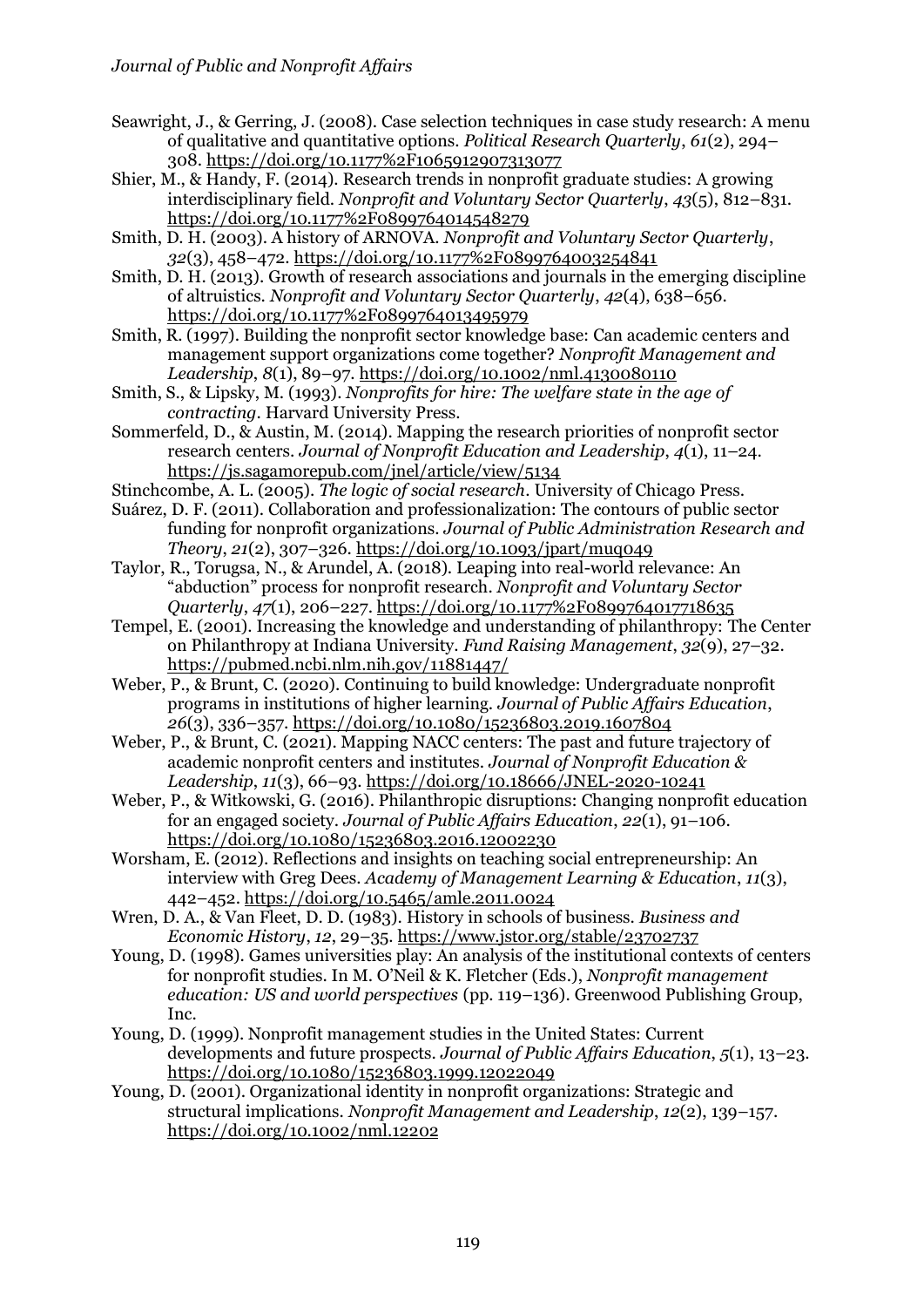Seawright, J., & Gerring, J. (2008). Case selection techniques in case study research: A menu of qualitative and quantitative options. *Political Research Quarterly*, *61*(2), 294–308. https://doi.org/10.1177%2F1065912907313077

Shier, M., & Handy, F. (2014). Research trends in nonprofit graduate studies: A growing interdisciplinary field. *Nonprofit and Voluntary Sector Quarterly*, *43*(5), 812–831. https://doi.org/10.1177%2F0899764014548279

Smith, D. H. (2003). A history of ARNOVA. *Nonprofit and Voluntary Sector Quarterly*, *32*(3), 458–472. https://doi.org/10.1177%2F0899764003254841

Smith, D. H. (2013). Growth of research associations and journals in the emerging discipline of altruistics. *Nonprofit and Voluntary Sector Quarterly*, *42*(4), 638–656. https://doi.org/10.1177%2F0899764013495979

Smith, R. (1997). Building the nonprofit sector knowledge base: Can academic centers and management support organizations come together? *Nonprofit Management and Leadership*, *8*(1), 89–97. https://doi.org/10.1002/nml.4130080110

Smith, S., & Lipsky, M. (1993). *Nonprofits for hire: The welfare state in the age of contracting*. Harvard University Press.

Sommerfeld, D., & Austin, M. (2014). Mapping the research priorities of nonprofit sector research centers. *Journal of Nonprofit Education and Leadership*, *4*(1), 11–24. https://js.sagamorepub.com/jnel/article/view/5134

Stinchcombe, A. L. (2005). *The logic of social research*. University of Chicago Press.

Suárez, D. F. (2011). Collaboration and professionalization: The contours of public sector funding for nonprofit organizations. *Journal of Public Administration Research and Theory*, *21*(2), 307–326. https://doi.org/10.1093/jpart/muq049

Taylor, R., Torugsa, N., & Arundel, A. (2018). Leaping into real-world relevance: An "abduction" process for nonprofit research. *Nonprofit and Voluntary Sector Quarterly*, *47*(1), 206–227. https://doi.org/10.1177%2F0899764017718635

Tempel, E. (2001). Increasing the knowledge and understanding of philanthropy: The Center on Philanthropy at Indiana University. *Fund Raising Management*, *32*(9), 27–32. https://pubmed.ncbi.nlm.nih.gov/11881447/

Weber, P., & Brunt, C. (2020). Continuing to build knowledge: Undergraduate nonprofit programs in institutions of higher learning. *Journal of Public Affairs Education*, *26*(3), 336–357. https://doi.org/10.1080/15236803.2019.1607804

Weber, P., & Brunt, C. (2021). Mapping NACC centers: The past and future trajectory of academic nonprofit centers and institutes. *Journal of Nonprofit Education & Leadership*, *11*(3), 66–93. https://doi.org/10.18666/JNEL-2020-10241

Weber, P., & Witkowski, G. (2016). Philanthropic disruptions: Changing nonprofit education for an engaged society. *Journal of Public Affairs Education*, *22*(1), 91–106. https://doi.org/10.1080/15236803.2016.12002230

Worsham, E. (2012). Reflections and insights on teaching social entrepreneurship: An interview with Greg Dees. *Academy of Management Learning & Education*, *11*(3), 442–452. https://doi.org/10.5465/amle.2011.0024

Wren, D. A., & Van Fleet, D. D. (1983). History in schools of business. *Business and Economic History*, *12*, 29–35. https://www.jstor.org/stable/23702737

Young, D. (1998). Games universities play: An analysis of the institutional contexts of centers for nonprofit studies. In M. O'Neil & K. Fletcher (Eds.), *Nonprofit management education: US and world perspectives* (pp. 119–136). Greenwood Publishing Group, Inc.

Young, D. (1999). Nonprofit management studies in the United States: Current developments and future prospects. *Journal of Public Affairs Education*, *5*(1), 13–23. https://doi.org/10.1080/15236803.1999.12022049

Young, D. (2001). Organizational identity in nonprofit organizations: Strategic and structural implications. *Nonprofit Management and Leadership*, *12*(2), 139–157. https://doi.org/10.1002/nml.12202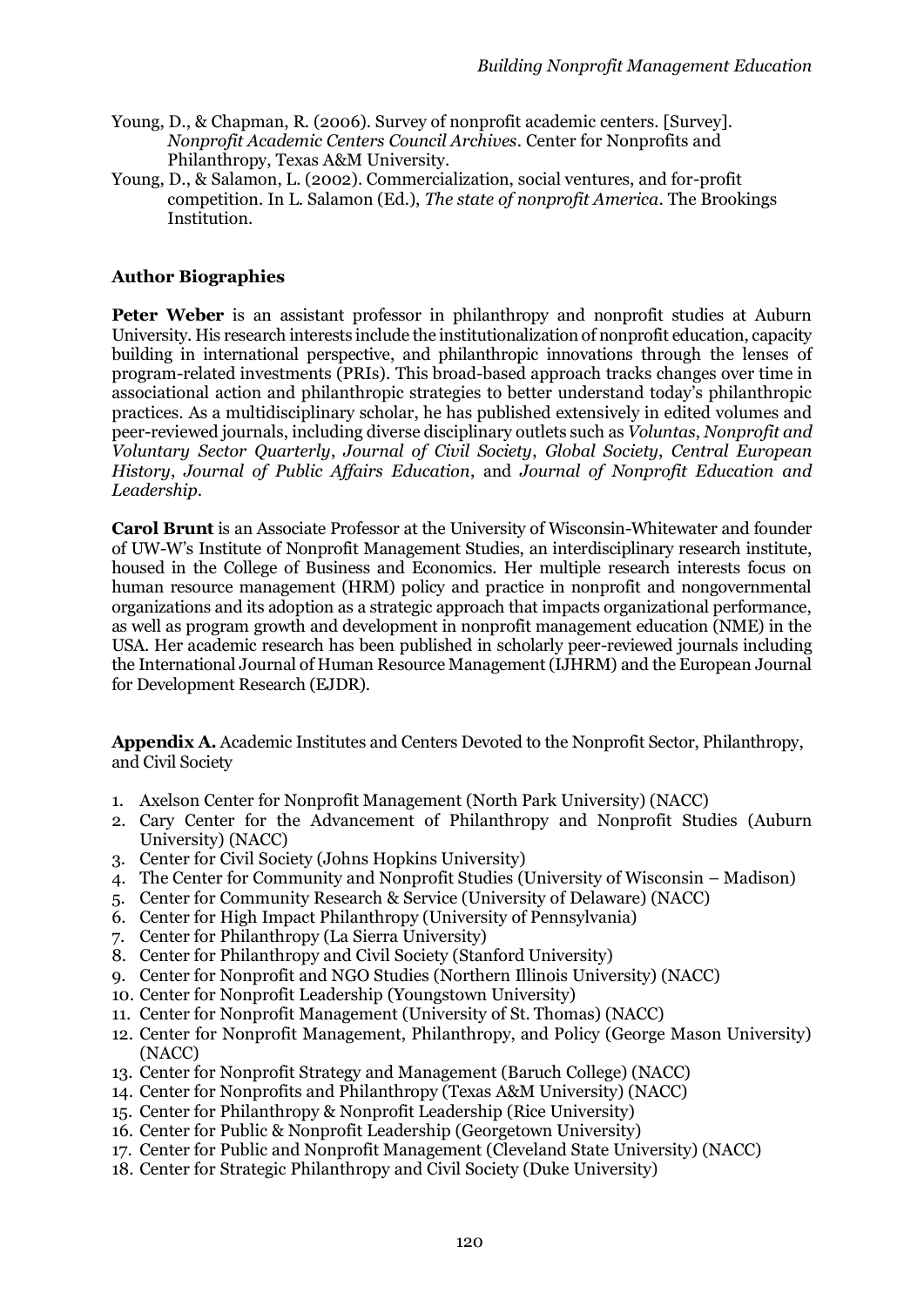Young, D., & Chapman, R. (2006). Survey of nonprofit academic centers. [Survey]. *Nonprofit Academic Centers Council Archives*. Center for Nonprofits and Philanthropy, Texas A&M University.

Young, D., & Salamon, L. (2002). Commercialization, social ventures, and for-profit competition. In L. Salamon (Ed.), *The state of nonprofit America*. The Brookings Institution.

## Author Biographies

**Peter Weber** is an assistant professor in philanthropy and nonprofit studies at Auburn University. His research interests include the institutionalization of nonprofit education, capacity building in international perspective, and philanthropic innovations through the lenses of program-related investments (PRIs). This broad-based approach tracks changes over time in associational action and philanthropic strategies to better understand today's philanthropic practices. As a multidisciplinary scholar, he has published extensively in edited volumes and peer-reviewed journals, including diverse disciplinary outlets such as *Voluntas*, *Nonprofit and Voluntary Sector Quarterly*, *Journal of Civil Society*, *Global Society*, *Central European History*, *Journal of Public Affairs Education*, and *Journal of Nonprofit Education and Leadership*.

**Carol Brunt** is an Associate Professor at the University of Wisconsin-Whitewater and founder of UW-W's Institute of Nonprofit Management Studies, an interdisciplinary research institute, housed in the College of Business and Economics. Her multiple research interests focus on human resource management (HRM) policy and practice in nonprofit and nongovernmental organizations and its adoption as a strategic approach that impacts organizational performance, as well as program growth and development in nonprofit management education (NME) in the USA. Her academic research has been published in scholarly peer-reviewed journals including the International Journal of Human Resource Management (IJHRM) and the European Journal for Development Research (EJDR).

**Appendix A.** Academic Institutes and Centers Devoted to the Nonprofit Sector, Philanthropy, and Civil Society

1. Axelson Center for Nonprofit Management (North Park University) (NACC)
2. Cary Center for the Advancement of Philanthropy and Nonprofit Studies (Auburn University) (NACC)
3. Center for Civil Society (Johns Hopkins University)
4. The Center for Community and Nonprofit Studies (University of Wisconsin – Madison)
5. Center for Community Research & Service (University of Delaware) (NACC)
6. Center for High Impact Philanthropy (University of Pennsylvania)
7. Center for Philanthropy (La Sierra University)
8. Center for Philanthropy and Civil Society (Stanford University)
9. Center for Nonprofit and NGO Studies (Northern Illinois University) (NACC)
10. Center for Nonprofit Leadership (Youngstown University)
11. Center for Nonprofit Management (University of St. Thomas) (NACC)
12. Center for Nonprofit Management, Philanthropy, and Policy (George Mason University) (NACC)
13. Center for Nonprofit Strategy and Management (Baruch College) (NACC)
14. Center for Nonprofits and Philanthropy (Texas A&M University) (NACC)
15. Center for Philanthropy & Nonprofit Leadership (Rice University)
16. Center for Public & Nonprofit Leadership (Georgetown University)
17. Center for Public and Nonprofit Management (Cleveland State University) (NACC)
18. Center for Strategic Philanthropy and Civil Society (Duke University)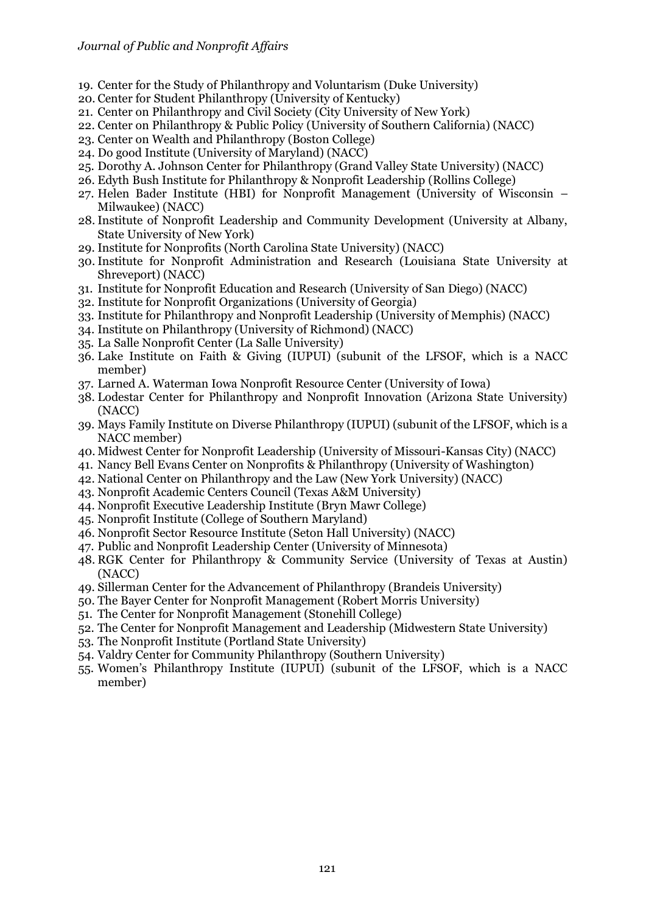19. Center for the Study of Philanthropy and Voluntarism (Duke University)
20. Center for Student Philanthropy (University of Kentucky)
21. Center on Philanthropy and Civil Society (City University of New York)
22. Center on Philanthropy & Public Policy (University of Southern California) (NACC)
23. Center on Wealth and Philanthropy (Boston College)
24. Do good Institute (University of Maryland) (NACC)
25. Dorothy A. Johnson Center for Philanthropy (Grand Valley State University) (NACC)
26. Edyth Bush Institute for Philanthropy & Nonprofit Leadership (Rollins College)
27. Helen Bader Institute (HBI) for Nonprofit Management (University of Wisconsin – Milwaukee) (NACC)
28. Institute of Nonprofit Leadership and Community Development (University at Albany, State University of New York)
29. Institute for Nonprofits (North Carolina State University) (NACC)
30. Institute for Nonprofit Administration and Research (Louisiana State University at Shreveport) (NACC)
31. Institute for Nonprofit Education and Research (University of San Diego) (NACC)
32. Institute for Nonprofit Organizations (University of Georgia)
33. Institute for Philanthropy and Nonprofit Leadership (University of Memphis) (NACC)
34. Institute on Philanthropy (University of Richmond) (NACC)
35. La Salle Nonprofit Center (La Salle University)
36. Lake Institute on Faith & Giving (IUPUI) (subunit of the LFSOF, which is a NACC member)
37. Larned A. Waterman Iowa Nonprofit Resource Center (University of Iowa)
38. Lodestar Center for Philanthropy and Nonprofit Innovation (Arizona State University) (NACC)
39. Mays Family Institute on Diverse Philanthropy (IUPUI) (subunit of the LFSOF, which is a NACC member)
40. Midwest Center for Nonprofit Leadership (University of Missouri-Kansas City) (NACC)
41. Nancy Bell Evans Center on Nonprofits & Philanthropy (University of Washington)
42. National Center on Philanthropy and the Law (New York University) (NACC)
43. Nonprofit Academic Centers Council (Texas A&M University)
44. Nonprofit Executive Leadership Institute (Bryn Mawr College)
45. Nonprofit Institute (College of Southern Maryland)
46. Nonprofit Sector Resource Institute (Seton Hall University) (NACC)
47. Public and Nonprofit Leadership Center (University of Minnesota)
48. RGK Center for Philanthropy & Community Service (University of Texas at Austin) (NACC)
49. Sillerman Center for the Advancement of Philanthropy (Brandeis University)
50. The Bayer Center for Nonprofit Management (Robert Morris University)
51. The Center for Nonprofit Management (Stonehill College)
52. The Center for Nonprofit Management and Leadership (Midwestern State University)
53. The Nonprofit Institute (Portland State University)
54. Valdry Center for Community Philanthropy (Southern University)
55. Women's Philanthropy Institute (IUPUI) (subunit of the LFSOF, which is a NACC member)